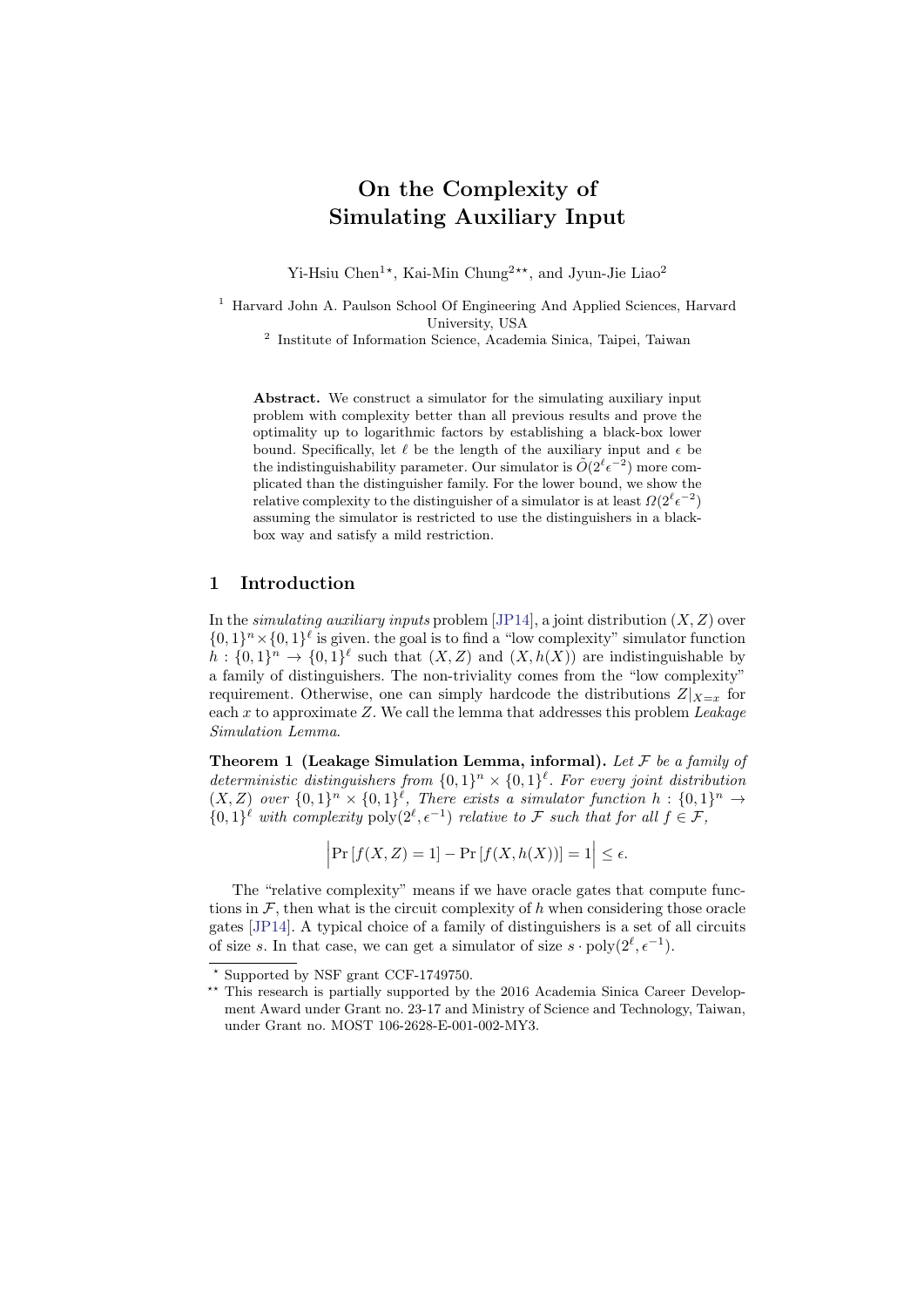# On the Complexity of Simulating Auxiliary Input

Yi-Hsiu Chen[1*], Kai-Min Chung[2**], and Jyun-Jie Liao[2]

[1] Harvard John A. Paulson School Of Engineering And Applied Sciences, Harvard University, USA

[2] Institute of Information Science, Academia Sinica, Taipei, Taiwan

**Abstract.** We construct a simulator for the simulating auxiliary input problem with complexity better than all previous results and prove the optimality up to logarithmic factors by establishing a black-box lower bound. Specifically, let $\ell$ be the length of the auxiliary input and $\epsilon$ be the indistinguishability parameter. Our simulator is $\tilde{O}(2^{\ell}\epsilon^{-2})$ more complicated than the distinguisher family. For the lower bound, we show the relative complexity to the distinguisher of a simulator is at least $\Omega(2^{\ell}\epsilon^{-2})$ assuming the simulator is restricted to use the distinguishers in a black-box way and satisfy a mild restriction.

## 1 Introduction

In the *simulating auxiliary inputs* problem [JP14], a joint distribution $(X, Z)$ over $\{0,1\}^n \times \{0,1\}^\ell$ is given. the goal is to find a "low complexity" simulator function $h : \{0,1\}^n \to \{0,1\}^\ell$ such that $(X, Z)$ and $(X, h(X))$ are indistinguishable by a family of distinguishers. The non-triviality comes from the "low complexity" requirement. Otherwise, one can simply hardcode the distributions $Z|_{X=x}$ for each $x$ to approximate $Z$. We call the lemma that addresses this problem *Leakage Simulation Lemma*.

**Theorem 1 (Leakage Simulation Lemma, informal).** *Let $\mathcal{F}$ be a family of deterministic distinguishers from $\{0,1\}^n \times \{0,1\}^\ell$. For every joint distribution $(X, Z)$ over $\{0,1\}^n \times \{0,1\}^\ell$, There exists a simulator function $h : \{0,1\}^n \to \{0,1\}^\ell$ with complexity $\mathrm{poly}(2^\ell, \epsilon^{-1})$ relative to $\mathcal{F}$ such that for all $f \in \mathcal{F}$,*

$$\Big|\Pr\left[f(X,Z)=1\right] - \Pr\left[f(X,h(X))\right] = 1\Big| \leq \epsilon.$$

The "relative complexity" means if we have oracle gates that compute functions in $\mathcal{F}$, then what is the circuit complexity of $h$ when considering those oracle gates [JP14]. A typical choice of a family of distinguishers is a set of all circuits of size $s$. In that case, we can get a simulator of size $s \cdot \mathrm{poly}(2^\ell, \epsilon^{-1})$.

---

\* Supported by NSF grant CCF-1749750.

\*\* This research is partially supported by the 2016 Academia Sinica Career Development Award under Grant no. 23-17 and Ministry of Science and Technology, Taiwan, under Grant no. MOST 106-2628-E-001-002-MY3.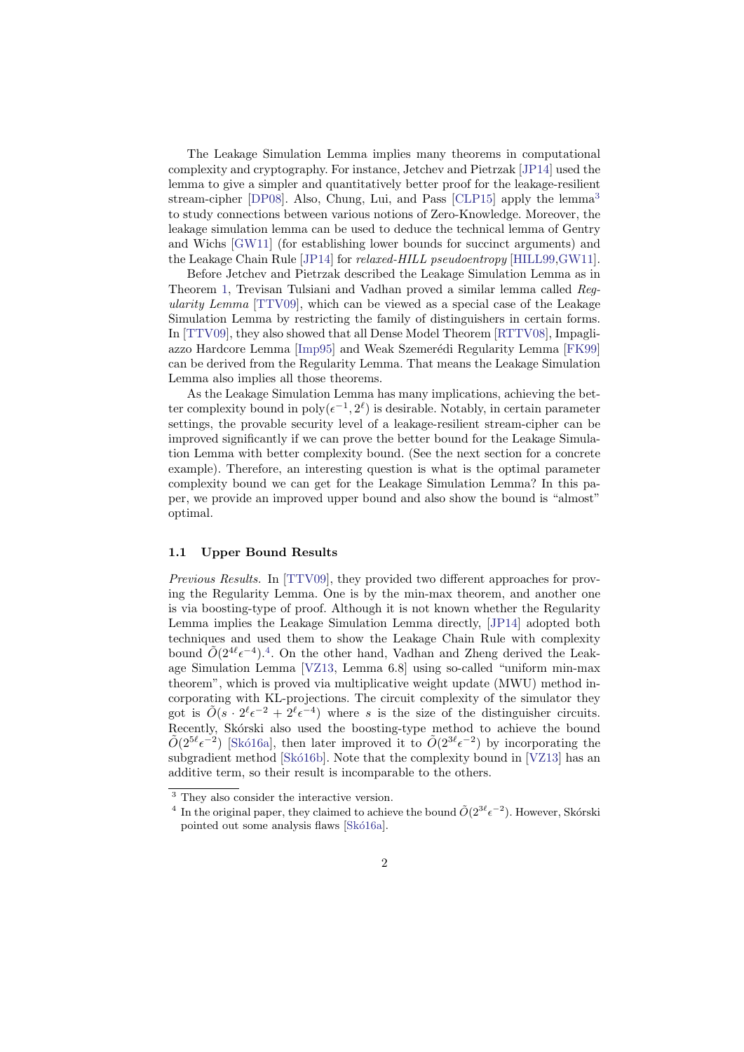The Leakage Simulation Lemma implies many theorems in computational complexity and cryptography. For instance, Jetchev and Pietrzak [JP14] used the lemma to give a simpler and quantitatively better proof for the leakage-resilient stream-cipher [DP08]. Also, Chung, Lui, and Pass [CLP15] apply the lemma[3] to study connections between various notions of Zero-Knowledge. Moreover, the leakage simulation lemma can be used to deduce the technical lemma of Gentry and Wichs [GW11] (for establishing lower bounds for succinct arguments) and the Leakage Chain Rule [JP14] for *relaxed-HILL pseudoentropy* [HILL99,GW11].

Before Jetchev and Pietrzak described the Leakage Simulation Lemma as in Theorem 1, Trevisan Tulsiani and Vadhan proved a similar lemma called *Regularity Lemma* [TTV09], which can be viewed as a special case of the Leakage Simulation Lemma by restricting the family of distinguishers in certain forms. In [TTV09], they also showed that all Dense Model Theorem [RTTV08], Impagliazzo Hardcore Lemma [Imp95] and Weak Szemerédi Regularity Lemma [FK99] can be derived from the Regularity Lemma. That means the Leakage Simulation Lemma also implies all those theorems.

As the Leakage Simulation Lemma has many implications, achieving the better complexity bound in $\mathrm{poly}(\epsilon^{-1}, 2^{\ell})$ is desirable. Notably, in certain parameter settings, the provable security level of a leakage-resilient stream-cipher can be improved significantly if we can prove the better bound for the Leakage Simulation Lemma with better complexity bound. (See the next section for a concrete example). Therefore, an interesting question is what is the optimal parameter complexity bound we can get for the Leakage Simulation Lemma? In this paper, we provide an improved upper bound and also show the bound is "almost" optimal.

### 1.1 Upper Bound Results

*Previous Results.* In [TTV09], they provided two different approaches for proving the Regularity Lemma. One is by the min-max theorem, and another one is via boosting-type of proof. Although it is not known whether the Regularity Lemma implies the Leakage Simulation Lemma directly, [JP14] adopted both techniques and used them to show the Leakage Chain Rule with complexity bound $\tilde{O}(2^{4\ell}\epsilon^{-4})$.[4]. On the other hand, Vadhan and Zheng derived the Leakage Simulation Lemma [VZ13, Lemma 6.8] using so-called "uniform min-max theorem", which is proved via multiplicative weight update (MWU) method incorporating with KL-projections. The circuit complexity of the simulator they got is $\tilde{O}(s \cdot 2^{\ell}\epsilon^{-2} + 2^{\ell}\epsilon^{-4})$ where $s$ is the size of the distinguisher circuits. Recently, Skórski also used the boosting-type method to achieve the bound $\tilde{O}(2^{5\ell}\epsilon^{-2})$ [Skó16a], then later improved it to $\tilde{O}(2^{3\ell}\epsilon^{-2})$ by incorporating the subgradient method [Skó16b]. Note that the complexity bound in [VZ13] has an additive term, so their result is incomparable to the others.

---

[3] They also consider the interactive version.

[4] In the original paper, they claimed to achieve the bound $\tilde{O}(2^{3\ell}\epsilon^{-2})$. However, Skórski pointed out some analysis flaws [Skó16a].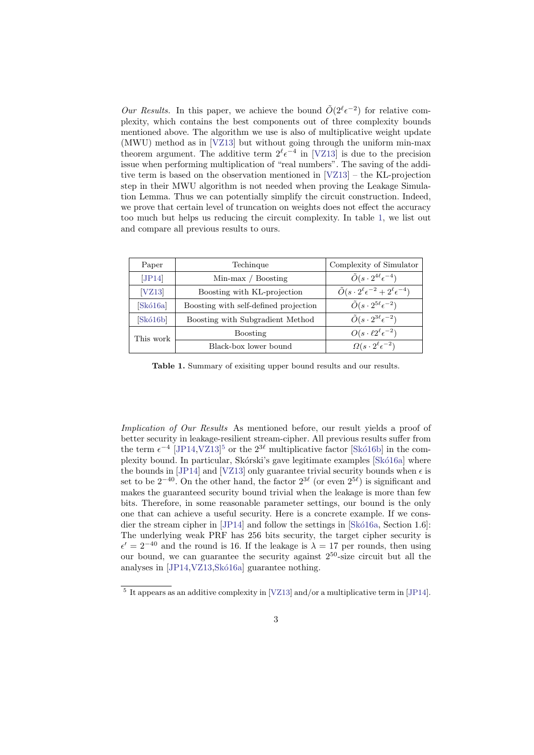*Our Results.* In this paper, we achieve the bound $\tilde{O}(2^\ell \epsilon^{-2})$ for relative complexity, which contains the best components out of three complexity bounds mentioned above. The algorithm we use is also of multiplicative weight update (MWU) method as in [VZ13] but without going through the uniform min-max theorem argument. The additive term $2^\ell \epsilon^{-4}$ in [VZ13] is due to the precision issue when performing multiplication of "real numbers". The saving of the additive term is based on the observation mentioned in [VZ13] – the KL-projection step in their MWU algorithm is not needed when proving the Leakage Simulation Lemma. Thus we can potentially simplify the circuit construction. Indeed, we prove that certain level of truncation on weights does not effect the accuracy too much but helps us reducing the circuit complexity. In table 1, we list out and compare all previous results to ours.

| Paper | Techinque | Complexity of Simulator |
|---|---|---|
| [JP14] | Min-max / Boosting | $\tilde{O}(s \cdot 2^{4\ell} \epsilon^{-4})$ |
| [VZ13] | Boosting with KL-projection | $\tilde{O}(s \cdot 2^{\ell} \epsilon^{-2} + 2^{\ell} \epsilon^{-4})$ |
| [Skó16a] | Boosting with self-defined projection | $\tilde{O}(s \cdot 2^{5\ell} \epsilon^{-2})$ |
| [Skó16b] | Boosting with Subgradient Method | $\tilde{O}(s \cdot 2^{3\ell} \epsilon^{-2})$ |
| This work | Boosting | $O(s \cdot \ell 2^{\ell} \epsilon^{-2})$ |
| | Black-box lower bound | $\Omega(s \cdot 2^{\ell} \epsilon^{-2})$ |

**Table 1.** Summary of exisiting upper bound results and our results.

*Implication of Our Results* As mentioned before, our result yields a proof of better security in leakage-resilient stream-cipher. All previous results suffer from the term $\epsilon^{-4}$ [JP14,VZ13][5] or the $2^{3\ell}$ multiplicative factor [Skó16b] in the complexity bound. In particular, Skórski's gave legitimate examples [Skó16a] where the bounds in [JP14] and [VZ13] only guarantee trivial security bounds when $\epsilon$ is set to be $2^{-40}$. On the other hand, the factor $2^{3\ell}$ (or even $2^{5\ell}$) is significant and makes the guaranteed security bound trivial when the leakage is more than few bits. Therefore, in some reasonable parameter settings, our bound is the only one that can achieve a useful security. Here is a concrete example. If we consider the stream cipher in [JP14] and follow the settings in [Skó16a, Section 1.6]: The underlying weak PRF has 256 bits security, the target cipher security is $\epsilon' = 2^{-40}$ and the round is 16. If the leakage is $\lambda = 17$ per rounds, then using our bound, we can guarantee the security against $2^{50}$-size circuit but all the analyses in [JP14,VZ13,Skó16a] guarantee nothing.

[5] It appears as an additive complexity in [VZ13] and/or a multiplicative term in [JP14].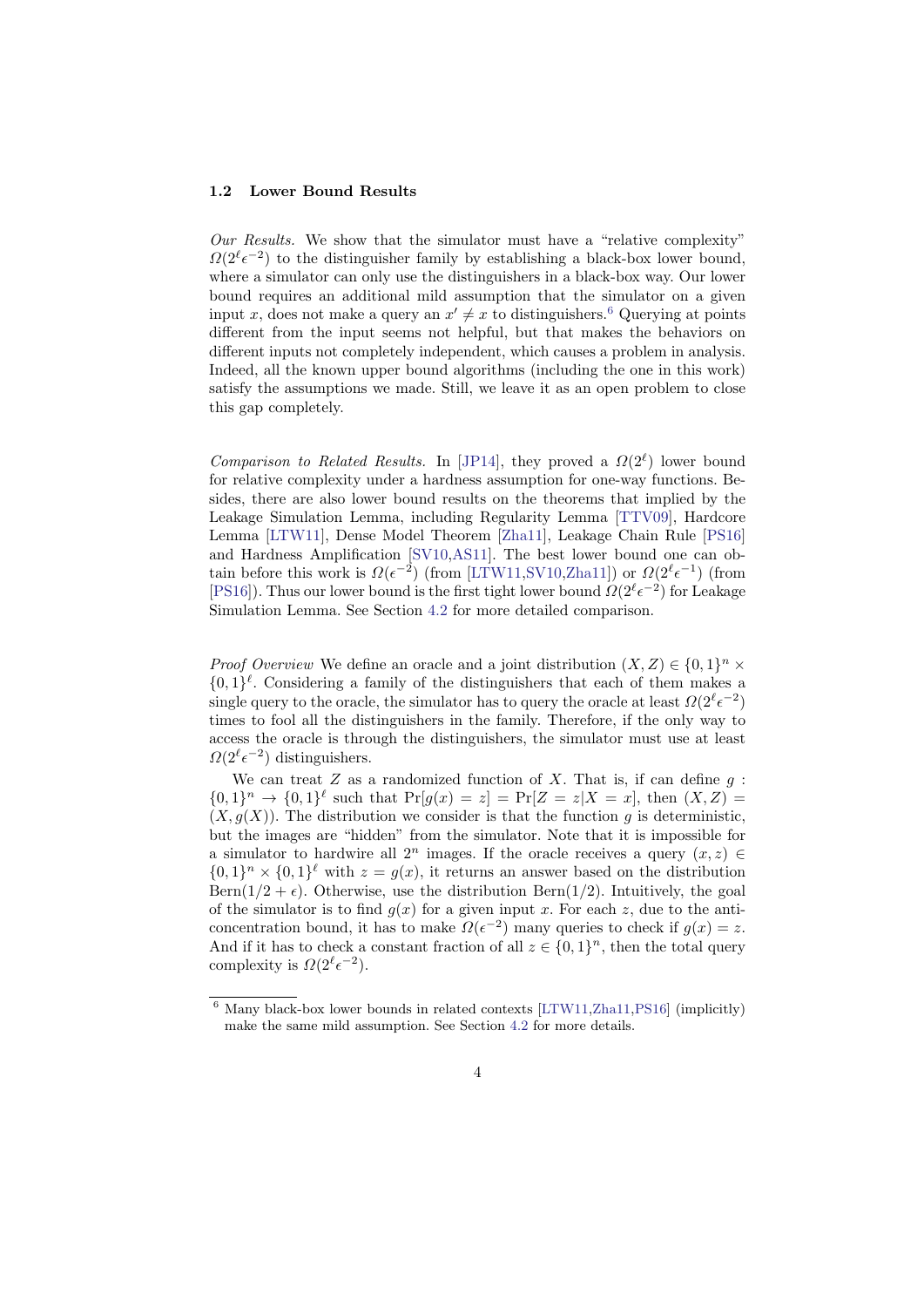### 1.2 Lower Bound Results

*Our Results.* We show that the simulator must have a "relative complexity" $\Omega(2^\ell\epsilon^{-2})$ to the distinguisher family by establishing a black-box lower bound, where a simulator can only use the distinguishers in a black-box way. Our lower bound requires an additional mild assumption that the simulator on a given input $x$, does not make a query an $x' \neq x$ to distinguishers.[6] Querying at points different from the input seems not helpful, but that makes the behaviors on different inputs not completely independent, which causes a problem in analysis. Indeed, all the known upper bound algorithms (including the one in this work) satisfy the assumptions we made. Still, we leave it as an open problem to close this gap completely.

*Comparison to Related Results.* In [JP14], they proved a $\Omega(2^\ell)$ lower bound for relative complexity under a hardness assumption for one-way functions. Besides, there are also lower bound results on the theorems that implied by the Leakage Simulation Lemma, including Regularity Lemma [TTV09], Hardcore Lemma [LTW11], Dense Model Theorem [Zha11], Leakage Chain Rule [PS16] and Hardness Amplification [SV10,AS11]. The best lower bound one can obtain before this work is $\Omega(\epsilon^{-2})$ (from [LTW11,SV10,Zha11]) or $\Omega(2^\ell\epsilon^{-1})$ (from [PS16]). Thus our lower bound is the first tight lower bound $\Omega(2^\ell\epsilon^{-2})$ for Leakage Simulation Lemma. See Section 4.2 for more detailed comparison.

*Proof Overview* We define an oracle and a joint distribution $(X, Z) \in \{0,1\}^n \times \{0,1\}^\ell$. Considering a family of the distinguishers that each of them makes a single query to the oracle, the simulator has to query the oracle at least $\Omega(2^\ell\epsilon^{-2})$ times to fool all the distinguishers in the family. Therefore, if the only way to access the oracle is through the distinguishers, the simulator must use at least $\Omega(2^\ell\epsilon^{-2})$ distinguishers.

We can treat $Z$ as a randomized function of $X$. That is, if can define $g : \{0,1\}^n \to \{0,1\}^\ell$ such that $\Pr[g(x) = z] = \Pr[Z = z|X = x]$, then $(X, Z) = (X, g(X))$. The distribution we consider is that the function $g$ is deterministic, but the images are "hidden" from the simulator. Note that it is impossible for a simulator to hardwire all $2^n$ images. If the oracle receives a query $(x, z) \in \{0,1\}^n \times \{0,1\}^\ell$ with $z = g(x)$, it returns an answer based on the distribution $\text{Bern}(1/2 + \epsilon)$. Otherwise, use the distribution $\text{Bern}(1/2)$. Intuitively, the goal of the simulator is to find $g(x)$ for a given input $x$. For each $z$, due to the anti-concentration bound, it has to make $\Omega(\epsilon^{-2})$ many queries to check if $g(x) = z$. And if it has to check a constant fraction of all $z \in \{0,1\}^n$, then the total query complexity is $\Omega(2^\ell\epsilon^{-2})$.

[6] Many black-box lower bounds in related contexts [LTW11,Zha11,PS16] (implicitly) make the same mild assumption. See Section 4.2 for more details.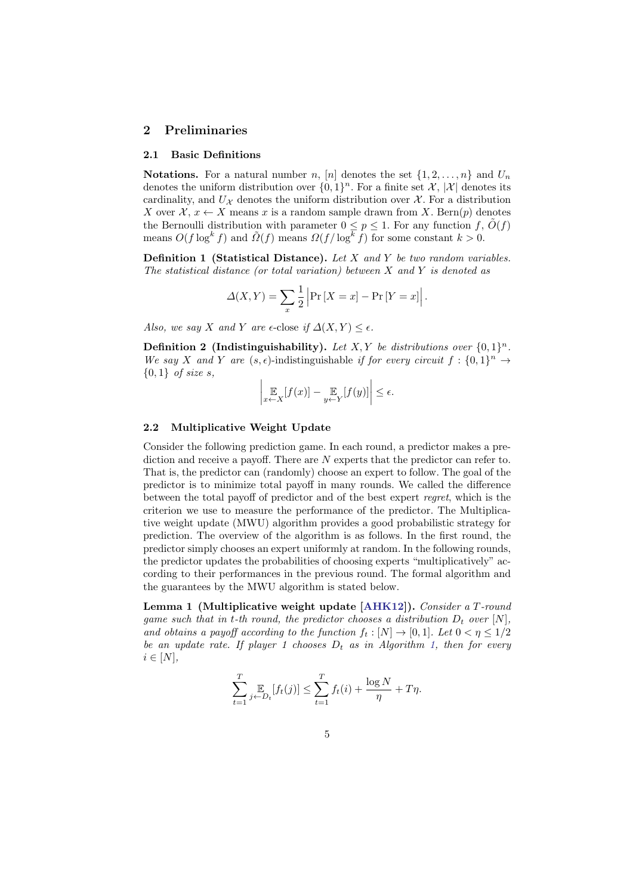## 2 Preliminaries

### 2.1 Basic Definitions

**Notations.** For a natural number $n$, $[n]$ denotes the set $\{1, 2, \ldots, n\}$ and $U_n$ denotes the uniform distribution over $\{0,1\}^n$. For a finite set $\mathcal{X}$, $|\mathcal{X}|$ denotes its cardinality, and $U_{\mathcal{X}}$ denotes the uniform distribution over $\mathcal{X}$. For a distribution $X$ over $\mathcal{X}$, $x \leftarrow X$ means $x$ is a random sample drawn from $X$. Bern($p$) denotes the Bernoulli distribution with parameter $0 \leq p \leq 1$. For any function $f$, $\tilde{O}(f)$ means $O(f \log^k f)$ and $\tilde{\Omega}(f)$ means $\Omega(f/\log^k f)$ for some constant $k > 0$.

**Definition 1 (Statistical Distance).** *Let $X$ and $Y$ be two random variables. The statistical distance (or total variation) between $X$ and $Y$ is denoted as*

$$\Delta(X, Y) = \sum_x \frac{1}{2} \left| \Pr[X = x] - \Pr[Y = x] \right|.$$

*Also, we say $X$ and $Y$ are $\epsilon$-close if $\Delta(X, Y) \leq \epsilon$.*

**Definition 2 (Indistinguishability).** *Let $X, Y$ be distributions over $\{0,1\}^n$. We say $X$ and $Y$ are $(s, \epsilon)$-indistinguishable if for every circuit $f : \{0,1\}^n \to \{0,1\}$ of size $s$,*

$$\left| \mathop{\mathbb{E}}_{x \leftarrow X}[f(x)] - \mathop{\mathbb{E}}_{y \leftarrow Y}[f(y)] \right| \leq \epsilon.$$

### 2.2 Multiplicative Weight Update

Consider the following prediction game. In each round, a predictor makes a prediction and receive a payoff. There are $N$ experts that the predictor can refer to. That is, the predictor can (randomly) choose an expert to follow. The goal of the predictor is to minimize total payoff in many rounds. We called the difference between the total payoff of predictor and of the best expert *regret*, which is the criterion we use to measure the performance of the predictor. The Multiplicative weight update (MWU) algorithm provides a good probabilistic strategy for prediction. The overview of the algorithm is as follows. In the first round, the predictor simply chooses an expert uniformly at random. In the following rounds, the predictor updates the probabilities of choosing experts "multiplicatively" according to their performances in the previous round. The formal algorithm and the guarantees by the MWU algorithm is stated below.

**Lemma 1 (Multiplicative weight update [AHK12]).** *Consider a $T$-round game such that in $t$-th round, the predictor chooses a distribution $D_t$ over $[N]$, and obtains a payoff according to the function $f_t : [N] \to [0,1]$. Let $0 < \eta \leq 1/2$ be an update rate. If player 1 chooses $D_t$ as in Algorithm 1, then for every $i \in [N]$,*

$$\sum_{t=1}^{T} \mathop{\mathbb{E}}_{j \leftarrow D_t}[f_t(j)] \leq \sum_{t=1}^{T} f_t(i) + \frac{\log N}{\eta} + T\eta.$$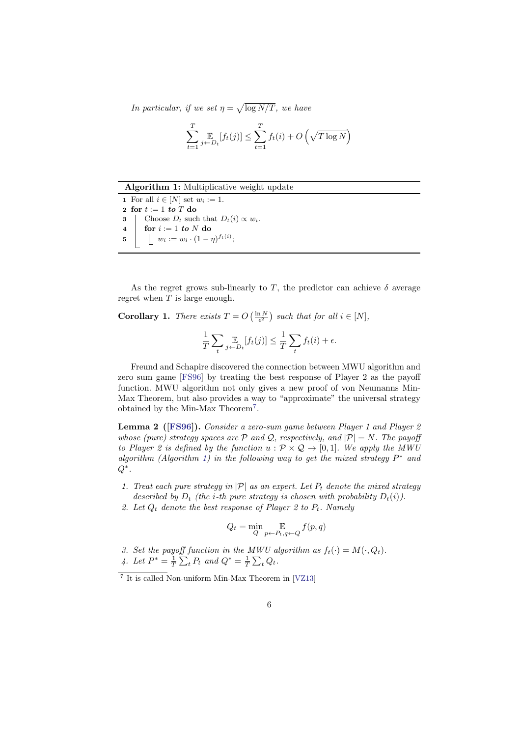*In particular, if we set $\eta = \sqrt{\log N/T}$, we have*

$$\sum_{t=1}^{T} \mathop{\mathbb{E}}_{j \leftarrow D_t}[f_t(j)] \leq \sum_{t=1}^{T} f_t(i) + O\left(\sqrt{T \log N}\right)$$

---

**Algorithm 1:** Multiplicative weight update

```
1 For all i ∈ [N] set w_i := 1.
2 for t := 1 to T do
3     Choose D_t such that D_t(i) ∝ w_i.
4     for i := 1 to N do
5         w_i := w_i · (1 − η)^{f_t(i)};
```

---

As the regret grows sub-linearly to $T$, the predictor can achieve $\delta$ average regret when $T$ is large enough.

**Corollary 1.** *There exists $T = O\left(\frac{\ln N}{\epsilon^2}\right)$ such that for all $i \in [N]$,*

$$\frac{1}{T}\sum_{t} \mathop{\mathbb{E}}_{j \leftarrow D_t}[f_t(j)] \leq \frac{1}{T}\sum_{t} f_t(i) + \epsilon.$$

Freund and Schapire discovered the connection between MWU algorithm and zero sum game [FS96] by treating the best response of Player 2 as the payoff function. MWU algorithm not only gives a new proof of von Neumanns Min-Max Theorem, but also provides a way to "approximate" the universal strategy obtained by the Min-Max Theorem[7].

**Lemma 2 ([FS96]).** *Consider a zero-sum game between Player 1 and Player 2 whose (pure) strategy spaces are $\mathcal{P}$ and $\mathcal{Q}$, respectively, and $|\mathcal{P}| = N$. The payoff to Player 2 is defined by the function $u : \mathcal{P} \times \mathcal{Q} \to [0,1]$. We apply the MWU algorithm (Algorithm 1) in the following way to get the mixed strategy $P^*$ and $Q^*$.*

1. *Treat each pure strategy in $|\mathcal{P}|$ as an expert. Let $P_t$ denote the mixed strategy described by $D_t$ (the $i$-th pure strategy is chosen with probability $D_t(i)$).*
2. *Let $Q_t$ denote the best response of Player 2 to $P_t$. Namely*

$$Q_t = \min_{Q} \mathop{\mathbb{E}}_{p \leftarrow P_t, q \leftarrow Q} f(p,q)$$

3. *Set the payoff function in the MWU algorithm as $f_t(\cdot) = M(\cdot, Q_t)$.*
4. *Let $P^* = \frac{1}{T}\sum_t P_t$ and $Q^* = \frac{1}{T}\sum_t Q_t$.*

---

[7] It is called Non-uniform Min-Max Theorem in [VZ13]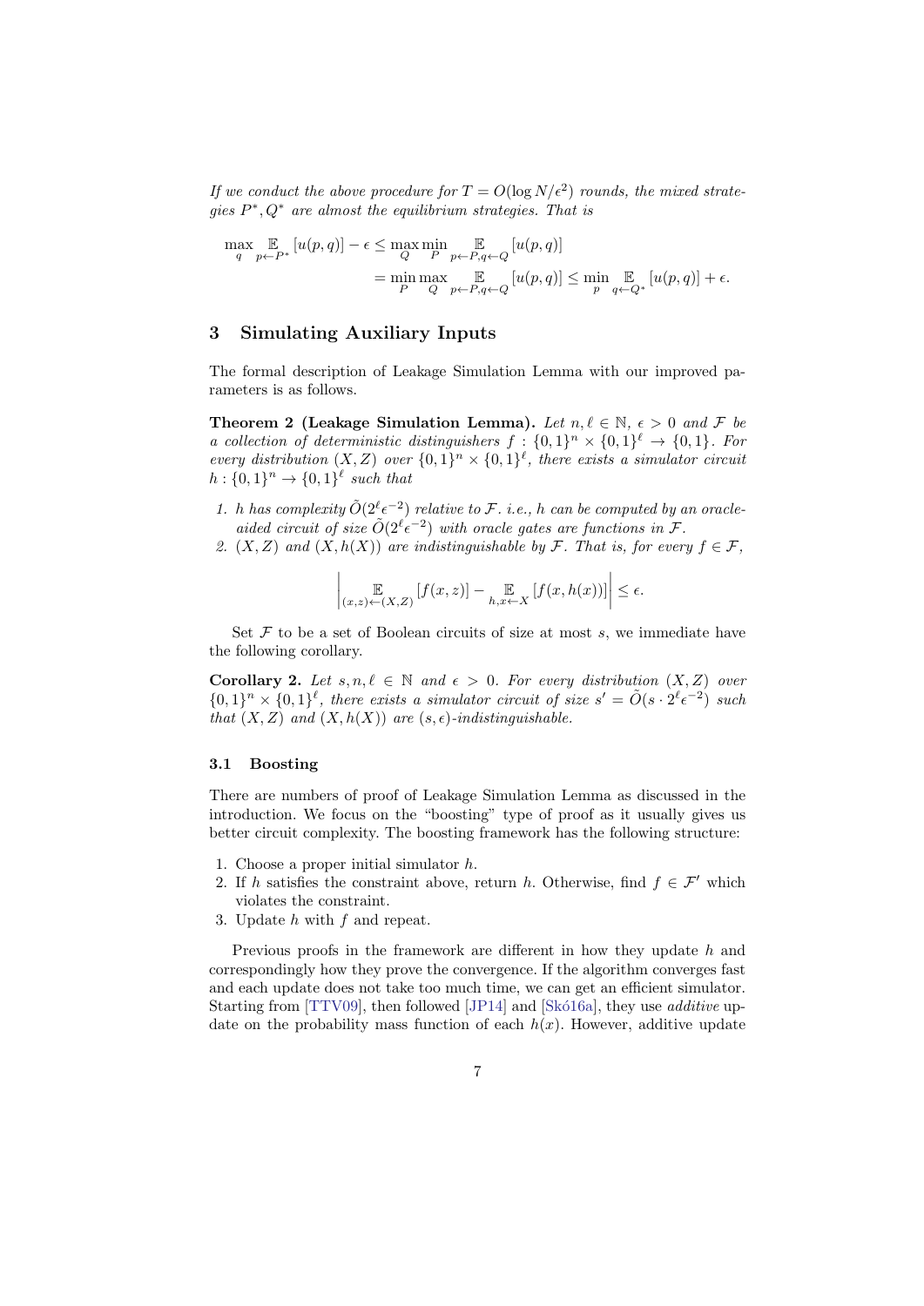*If we conduct the above procedure for $T = O(\log N/\epsilon^2)$ rounds, the mixed strategies $P^*, Q^*$ are almost the equilibrium strategies. That is*

$$\max_q \mathop{\mathbb{E}}_{p \leftarrow P^*}[u(p,q)] - \epsilon \leq \max_Q \min_P \mathop{\mathbb{E}}_{p \leftarrow P, q \leftarrow Q}[u(p,q)]$$
$$= \min_P \max_Q \mathop{\mathbb{E}}_{p \leftarrow P, q \leftarrow Q}[u(p,q)] \leq \min_p \mathop{\mathbb{E}}_{q \leftarrow Q^*}[u(p,q)] + \epsilon.$$

## 3 Simulating Auxiliary Inputs

The formal description of Leakage Simulation Lemma with our improved parameters is as follows.

**Theorem 2 (Leakage Simulation Lemma).** *Let $n, \ell \in \mathbb{N}$, $\epsilon > 0$ and $\mathcal{F}$ be a collection of deterministic distinguishers $f : \{0,1\}^n \times \{0,1\}^\ell \to \{0,1\}$. For every distribution $(X, Z)$ over $\{0,1\}^n \times \{0,1\}^\ell$, there exists a simulator circuit $h : \{0,1\}^n \to \{0,1\}^\ell$ such that*

1. *$h$ has complexity $\tilde{O}(2^\ell \epsilon^{-2})$ relative to $\mathcal{F}$. i.e., $h$ can be computed by an oracle-aided circuit of size $\tilde{O}(2^\ell \epsilon^{-2})$ with oracle gates are functions in $\mathcal{F}$.*
2. *$(X, Z)$ and $(X, h(X))$ are indistinguishable by $\mathcal{F}$. That is, for every $f \in \mathcal{F}$,*

$$\left| \mathop{\mathbb{E}}_{(x,z) \leftarrow (X,Z)}[f(x,z)] - \mathop{\mathbb{E}}_{h, x \leftarrow X}[f(x, h(x))] \right| \leq \epsilon.$$

Set $\mathcal{F}$ to be a set of Boolean circuits of size at most $s$, we immediate have the following corollary.

**Corollary 2.** *Let $s, n, \ell \in \mathbb{N}$ and $\epsilon > 0$. For every distribution $(X, Z)$ over $\{0,1\}^n \times \{0,1\}^\ell$, there exists a simulator circuit of size $s' = \tilde{O}(s \cdot 2^\ell \epsilon^{-2})$ such that $(X, Z)$ and $(X, h(X))$ are $(s, \epsilon)$-indistinguishable.*

### 3.1 Boosting

There are numbers of proof of Leakage Simulation Lemma as discussed in the introduction. We focus on the "boosting" type of proof as it usually gives us better circuit complexity. The boosting framework has the following structure:

1. Choose a proper initial simulator $h$.
2. If $h$ satisfies the constraint above, return $h$. Otherwise, find $f \in \mathcal{F}'$ which violates the constraint.
3. Update $h$ with $f$ and repeat.

Previous proofs in the framework are different in how they update $h$ and correspondingly how they prove the convergence. If the algorithm converges fast and each update does not take too much time, we can get an efficient simulator. Starting from [TTV09], then followed [JP14] and [Skó16a], they use *additive* update on the probability mass function of each $h(x)$. However, additive update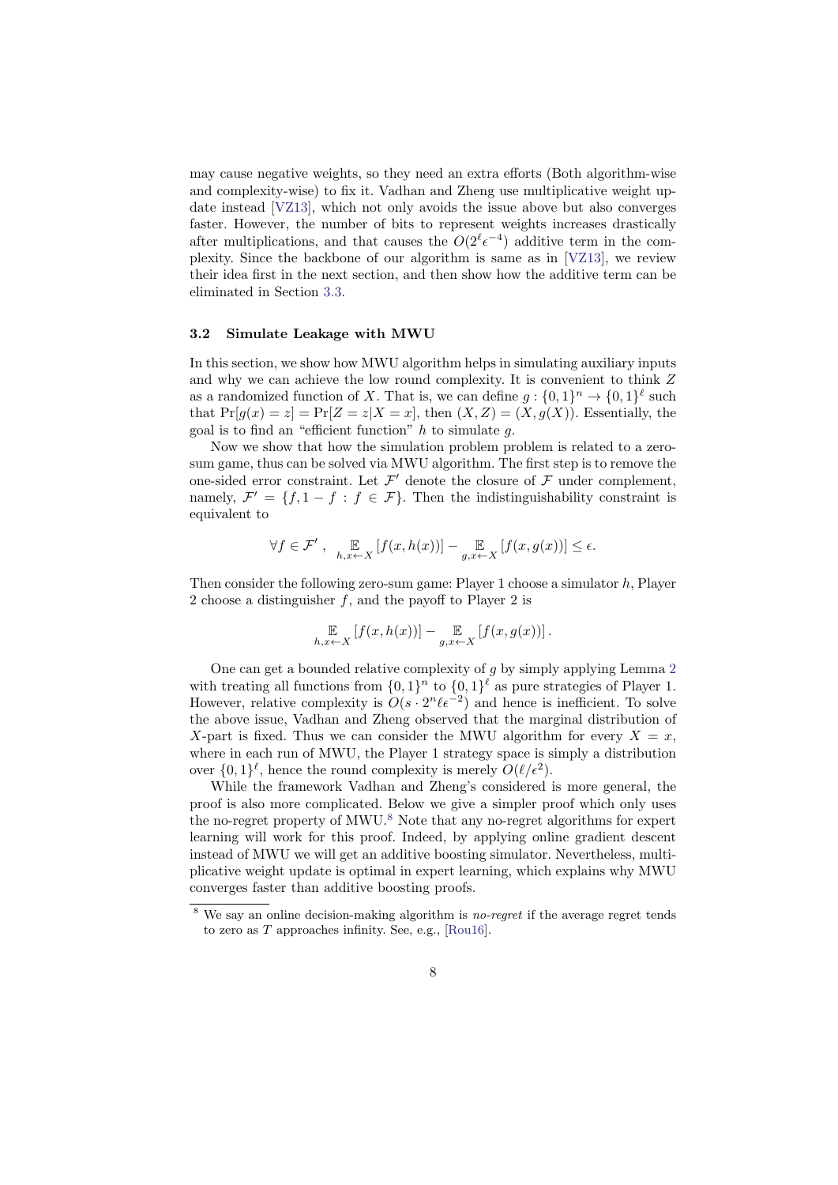may cause negative weights, so they need an extra efforts (Both algorithm-wise and complexity-wise) to fix it. Vadhan and Zheng use multiplicative weight update instead [VZ13], which not only avoids the issue above but also converges faster. However, the number of bits to represent weights increases drastically after multiplications, and that causes the $O(2^\ell \epsilon^{-4})$ additive term in the complexity. Since the backbone of our algorithm is same as in [VZ13], we review their idea first in the next section, and then show how the additive term can be eliminated in Section 3.3.

### 3.2 Simulate Leakage with MWU

In this section, we show how MWU algorithm helps in simulating auxiliary inputs and why we can achieve the low round complexity. It is convenient to think $Z$ as a randomized function of $X$. That is, we can define $g : \{0,1\}^n \to \{0,1\}^\ell$ such that $\Pr[g(x) = z] = \Pr[Z = z | X = x]$, then $(X, Z) = (X, g(X))$. Essentially, the goal is to find an "efficient function" $h$ to simulate $g$.

Now we show that how the simulation problem problem is related to a zero-sum game, thus can be solved via MWU algorithm. The first step is to remove the one-sided error constraint. Let $\mathcal{F}'$ denote the closure of $\mathcal{F}$ under complement, namely, $\mathcal{F}' = \{f, 1 - f : f \in \mathcal{F}\}$. Then the indistinguishability constraint is equivalent to

$$\forall f \in \mathcal{F}' \,, \quad \mathop{\mathbb{E}}_{h, x \leftarrow X}\left[f(x, h(x))\right] - \mathop{\mathbb{E}}_{g, x \leftarrow X}\left[f(x, g(x))\right] \leq \epsilon.$$

Then consider the following zero-sum game: Player 1 choose a simulator $h$, Player 2 choose a distinguisher $f$, and the payoff to Player 2 is

$$\mathop{\mathbb{E}}_{h, x \leftarrow X}\left[f(x, h(x))\right] - \mathop{\mathbb{E}}_{g, x \leftarrow X}\left[f(x, g(x))\right].$$

One can get a bounded relative complexity of $g$ by simply applying Lemma 2 with treating all functions from $\{0,1\}^n$ to $\{0,1\}^\ell$ as pure strategies of Player 1. However, relative complexity is $O(s \cdot 2^n \ell \epsilon^{-2})$ and hence is inefficient. To solve the above issue, Vadhan and Zheng observed that the marginal distribution of $X$-part is fixed. Thus we can consider the MWU algorithm for every $X = x$, where in each run of MWU, the Player 1 strategy space is simply a distribution over $\{0,1\}^\ell$, hence the round complexity is merely $O(\ell/\epsilon^2)$.

While the framework Vadhan and Zheng's considered is more general, the proof is also more complicated. Below we give a simpler proof which only uses the no-regret property of MWU.[8] Note that any no-regret algorithms for expert learning will work for this proof. Indeed, by applying online gradient descent instead of MWU we will get an additive boosting simulator. Nevertheless, multiplicative weight update is optimal in expert learning, which explains why MWU converges faster than additive boosting proofs.

[8] We say an online decision-making algorithm is *no-regret* if the average regret tends to zero as $T$ approaches infinity. See, e.g., [Rou16].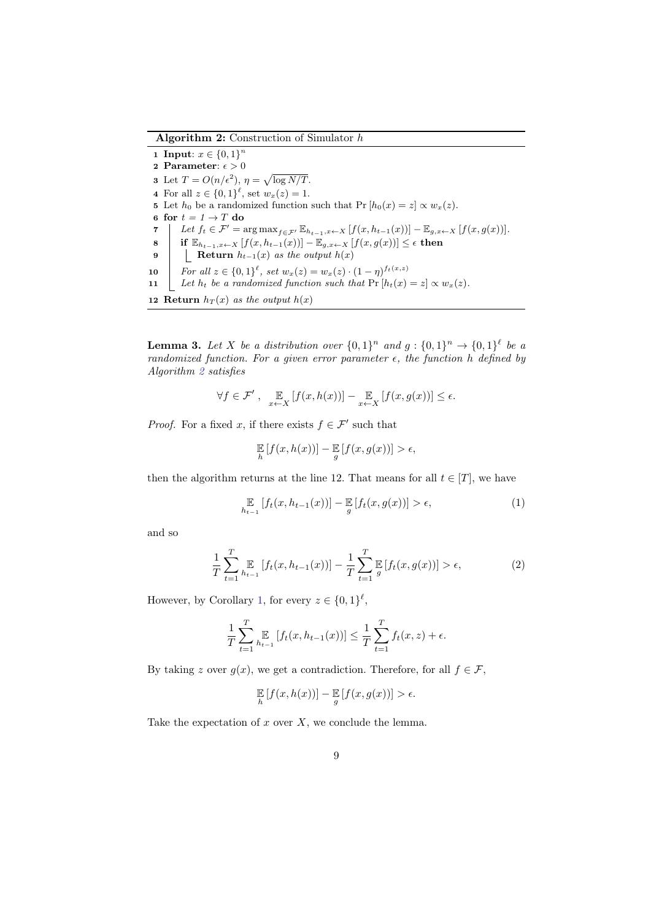**Algorithm 2:** Construction of Simulator $h$

```
1  Input: x ∈ {0,1}^n
2  Parameter: ε > 0
3  Let T = O(n/ε^2), η = sqrt(log N/T).
4  For all z ∈ {0,1}^ℓ, set w_x(z) = 1.
5  Let h_0 be a randomized function such that Pr[h_0(x) = z] ∝ w_x(z).
6  for t = 1 → T do
7      Let f_t ∈ F' = arg max_{f∈F'} E_{h_{t-1}, x←X}[f(x, h_{t-1}(x))] − E_{g, x←X}[f(x, g(x))].
8      if E_{h_{t-1}, x←X}[f(x, h_{t-1}(x))] − E_{g, x←X}[f(x, g(x))] ≤ ε then
9          Return h_{t-1}(x) as the output h(x)
10     For all z ∈ {0,1}^ℓ, set w_x(z) = w_x(z) · (1 − η)^{f_t(x,z)}
11     Let h_t be a randomized function such that Pr[h_t(x) = z] ∝ w_x(z).
12 Return h_T(x) as the output h(x)
```

**Lemma 3.** *Let $X$ be a distribution over $\{0,1\}^n$ and $g : \{0,1\}^n \to \{0,1\}^\ell$ be a randomized function. For a given error parameter $\epsilon$, the function $h$ defined by Algorithm 2 satisfies*

$$\forall f \in \mathcal{F}' , \quad \mathop{\mathbb{E}}_{x \leftarrow X} [f(x, h(x))] - \mathop{\mathbb{E}}_{x \leftarrow X} [f(x, g(x))] \leq \epsilon.$$

*Proof.* For a fixed $x$, if there exists $f \in \mathcal{F}'$ such that

$$\mathop{\mathbb{E}}_{h} [f(x, h(x))] - \mathop{\mathbb{E}}_{g} [f(x, g(x))] > \epsilon,$$

then the algorithm returns at the line 12. That means for all $t \in [T]$, we have

$$\mathop{\mathbb{E}}_{h_{t-1}} [f_t(x, h_{t-1}(x))] - \mathop{\mathbb{E}}_{g} [f_t(x, g(x))] > \epsilon, \tag{1}$$

and so

$$\frac{1}{T} \sum_{t=1}^{T} \mathop{\mathbb{E}}_{h_{t-1}} [f_t(x, h_{t-1}(x))] - \frac{1}{T} \sum_{t=1}^{T} \mathop{\mathbb{E}}_{g} [f_t(x, g(x))] > \epsilon, \tag{2}$$

However, by Corollary 1, for every $z \in \{0,1\}^\ell$,

$$\frac{1}{T} \sum_{t=1}^{T} \mathop{\mathbb{E}}_{h_{t-1}} [f_t(x, h_{t-1}(x))] \leq \frac{1}{T} \sum_{t=1}^{T} f_t(x, z) + \epsilon.$$

By taking $z$ over $g(x)$, we get a contradiction. Therefore, for all $f \in \mathcal{F}$,

$$\mathop{\mathbb{E}}_{h} [f(x, h(x))] - \mathop{\mathbb{E}}_{g} [f(x, g(x))] > \epsilon.$$

Take the expectation of $x$ over $X$, we conclude the lemma.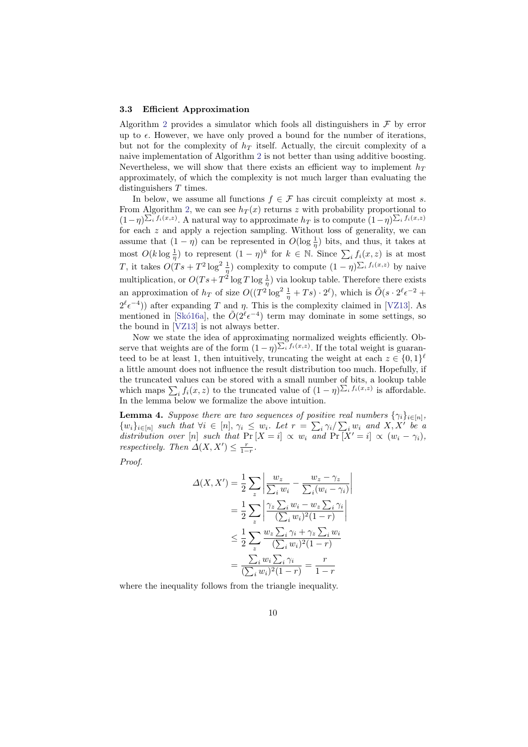### 3.3 Efficient Approximation

Algorithm 2 provides a simulator which fools all distinguishers in $\mathcal{F}$ by error up to $\epsilon$. However, we have only proved a bound for the number of iterations, but not for the complexity of $h_T$ itself. Actually, the circuit complexity of a naive implementation of Algorithm 2 is not better than using additive boosting. Nevertheless, we will show that there exists an efficient way to implement $h_T$ approximately, of which the complexity is not much larger than evaluating the distinguishers $T$ times.

In below, we assume all functions $f \in \mathcal{F}$ has circuit compleixty at most $s$. From Algorithm 2, we can see $h_T(x)$ returns $z$ with probability proportional to $(1-\eta)^{\sum_i f_i(x,z)}$. A natural way to approximate $h_T$ is to compute $(1-\eta)^{\sum_i f_i(x,z)}$ for each $z$ and apply a rejection sampling. Without loss of generality, we can assume that $(1-\eta)$ can be represented in $O(\log \frac{1}{\eta})$ bits, and thus, it takes at most $O(k \log \frac{1}{\eta})$ to represent $(1-\eta)^k$ for $k \in \mathbb{N}$. Since $\sum_i f_i(x,z)$ is at most $T$, it takes $O(Ts + T^2 \log^2 \frac{1}{\eta})$ complexity to compute $(1-\eta)^{\sum_i f_i(x,z)}$ by naive multiplication, or $O(Ts + T^2 \log T \log \frac{1}{\eta})$ via lookup table. Therefore there exists an approximation of $h_T$ of size $O((T^2 \log^2 \frac{1}{\eta} + Ts) \cdot 2^\ell)$, which is $\tilde{O}(s \cdot 2^\ell \epsilon^{-2} + 2^\ell \epsilon^{-4}))$ after expanding $T$ and $\eta$. This is the complexity claimed in [VZ13]. As mentioned in [Skó16a], the $\tilde{O}(2^\ell \epsilon^{-4})$ term may dominate in some settings, so the bound in [VZ13] is not always better.

Now we state the idea of approximating normalized weights efficiently. Observe that weights are of the form $(1-\eta)^{\sum_i f_i(x,z)}$. If the total weight is guaranteed to be at least 1, then intuitively, truncating the weight at each $z \in \{0,1\}^\ell$ a little amount does not influence the result distribution too much. Hopefully, if the truncated values can be stored with a small number of bits, a lookup table which maps $\sum_i f_i(x,z)$ to the truncated value of $(1-\eta)^{\sum_i f_i(x,z)}$ is affordable. In the lemma below we formalize the above intuition.

**Lemma 4.** *Suppose there are two sequences of positive real numbers $\{\gamma_i\}_{i\in[n]}$, $\{w_i\}_{i\in[n]}$ such that $\forall i \in [n]$, $\gamma_i \leq w_i$. Let $r = \sum_i \gamma_i / \sum_i w_i$ and $X, X'$ be a distribution over $[n]$ such that $\Pr[X = i] \propto w_i$ and $\Pr[X' = i] \propto (w_i - \gamma_i)$, respectively. Then $\Delta(X, X') \leq \frac{r}{1-r}$.*

*Proof.*

$$
\begin{aligned}
\Delta(X, X') &= \frac{1}{2} \sum_z \left| \frac{w_z}{\sum_i w_i} - \frac{w_z - \gamma_z}{\sum_i (w_i - \gamma_i)} \right| \\
&= \frac{1}{2} \sum_z \left| \frac{\gamma_z \sum_i w_i - w_z \sum_i \gamma_i}{(\sum_i w_i)^2 (1-r)} \right| \\
&\leq \frac{1}{2} \sum_z \frac{w_z \sum_i \gamma_i + \gamma_z \sum_i w_i}{(\sum_i w_i)^2 (1-r)} \\
&= \frac{\sum_i w_i \sum_i \gamma_i}{(\sum_i w_i)^2 (1-r)} = \frac{r}{1-r}
\end{aligned}
$$

where the inequality follows from the triangle inequality.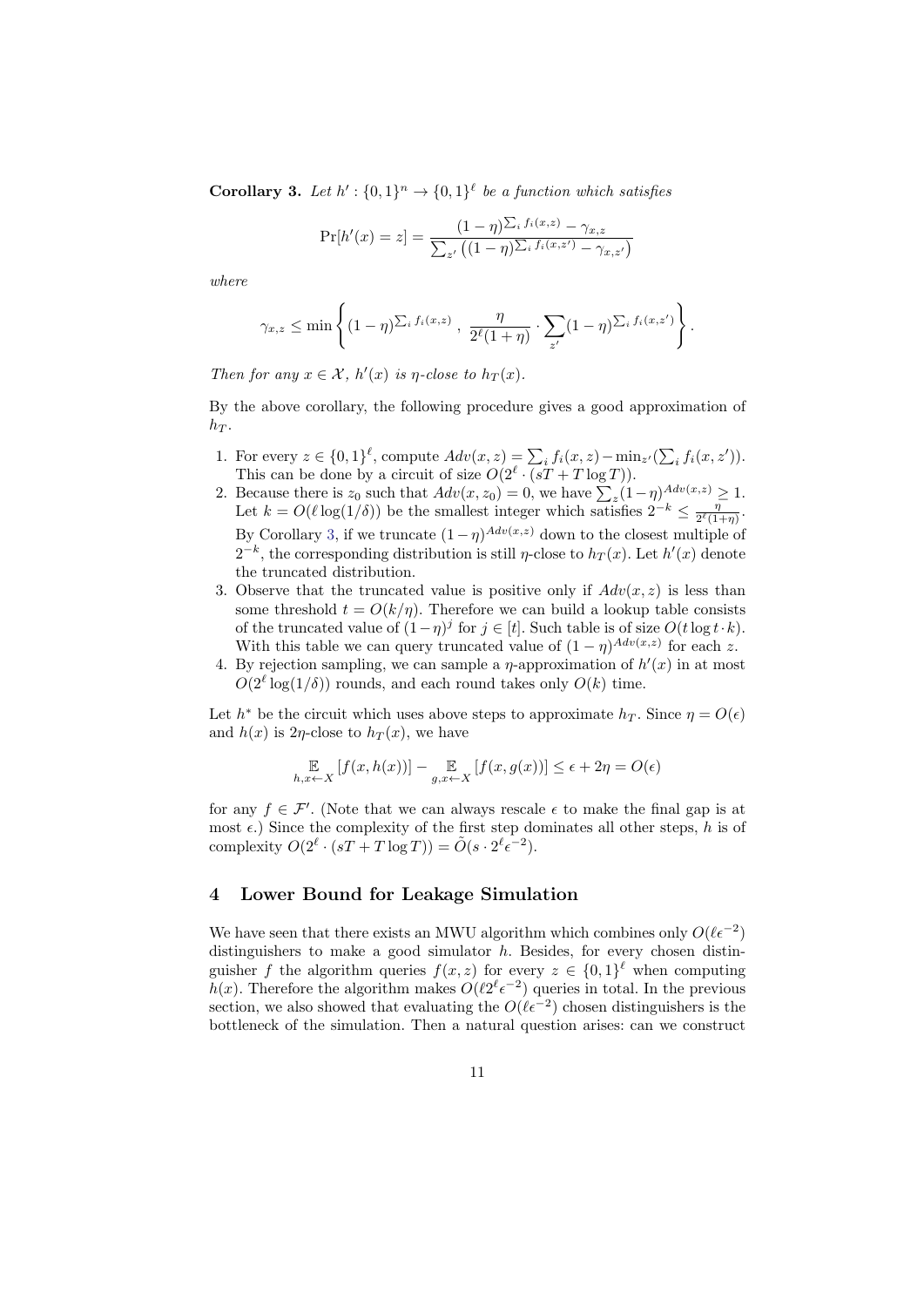**Corollary 3.** *Let $h' : \{0,1\}^n \to \{0,1\}^\ell$ be a function which satisfies*

$$\Pr[h'(x) = z] = \frac{(1-\eta)^{\sum_i f_i(x,z)} - \gamma_{x,z}}{\sum_{z'} \left((1-\eta)^{\sum_i f_i(x,z')} - \gamma_{x,z'}\right)}$$

*where*

$$\gamma_{x,z} \le \min \left\{ (1-\eta)^{\sum_i f_i(x,z)} \ , \ \frac{\eta}{2^\ell(1+\eta)} \cdot \sum_{z'} (1-\eta)^{\sum_i f_i(x,z')} \right\}.$$

*Then for any $x \in \mathcal{X}$, $h'(x)$ is $\eta$-close to $h_T(x)$.*

By the above corollary, the following procedure gives a good approximation of $h_T$.

1. For every $z \in \{0,1\}^\ell$, compute $Adv(x,z) = \sum_i f_i(x,z) - \min_{z'}(\sum_i f_i(x,z'))$. This can be done by a circuit of size $O(2^\ell \cdot (sT + T\log T))$.
2. Because there is $z_0$ such that $Adv(x,z_0) = 0$, we have $\sum_z (1-\eta)^{Adv(x,z)} \ge 1$. Let $k = O(\ell \log(1/\delta))$ be the smallest integer which satisfies $2^{-k} \le \frac{\eta}{2^\ell(1+\eta)}$. By Corollary 3, if we truncate $(1-\eta)^{Adv(x,z)}$ down to the closest multiple of $2^{-k}$, the corresponding distribution is still $\eta$-close to $h_T(x)$. Let $h'(x)$ denote the truncated distribution.
3. Observe that the truncated value is positive only if $Adv(x,z)$ is less than some threshold $t = O(k/\eta)$. Therefore we can build a lookup table consists of the truncated value of $(1-\eta)^j$ for $j \in [t]$. Such table is of size $O(t \log t \cdot k)$. With this table we can query truncated value of $(1-\eta)^{Adv(x,z)}$ for each $z$.
4. By rejection sampling, we can sample a $\eta$-approximation of $h'(x)$ in at most $O(2^\ell \log(1/\delta))$ rounds, and each round takes only $O(k)$ time.

Let $h^*$ be the circuit which uses above steps to approximate $h_T$. Since $\eta = O(\epsilon)$ and $h(x)$ is $2\eta$-close to $h_T(x)$, we have

$$\mathop{\mathbb{E}}_{h,x\leftarrow X}[f(x,h(x))] - \mathop{\mathbb{E}}_{g,x\leftarrow X}[f(x,g(x))] \le \epsilon + 2\eta = O(\epsilon)$$

for any $f \in \mathcal{F}'$. (Note that we can always rescale $\epsilon$ to make the final gap is at most $\epsilon$.) Since the complexity of the first step dominates all other steps, $h$ is of complexity $O(2^\ell \cdot (sT + T\log T)) = \tilde{O}(s \cdot 2^\ell \epsilon^{-2})$.

## 4 Lower Bound for Leakage Simulation

We have seen that there exists an MWU algorithm which combines only $O(\ell\epsilon^{-2})$ distinguishers to make a good simulator $h$. Besides, for every chosen distinguisher $f$ the algorithm queries $f(x,z)$ for every $z \in \{0,1\}^\ell$ when computing $h(x)$. Therefore the algorithm makes $O(\ell 2^\ell \epsilon^{-2})$ queries in total. In the previous section, we also showed that evaluating the $O(\ell\epsilon^{-2})$ chosen distinguishers is the bottleneck of the simulation. Then a natural question arises: can we construct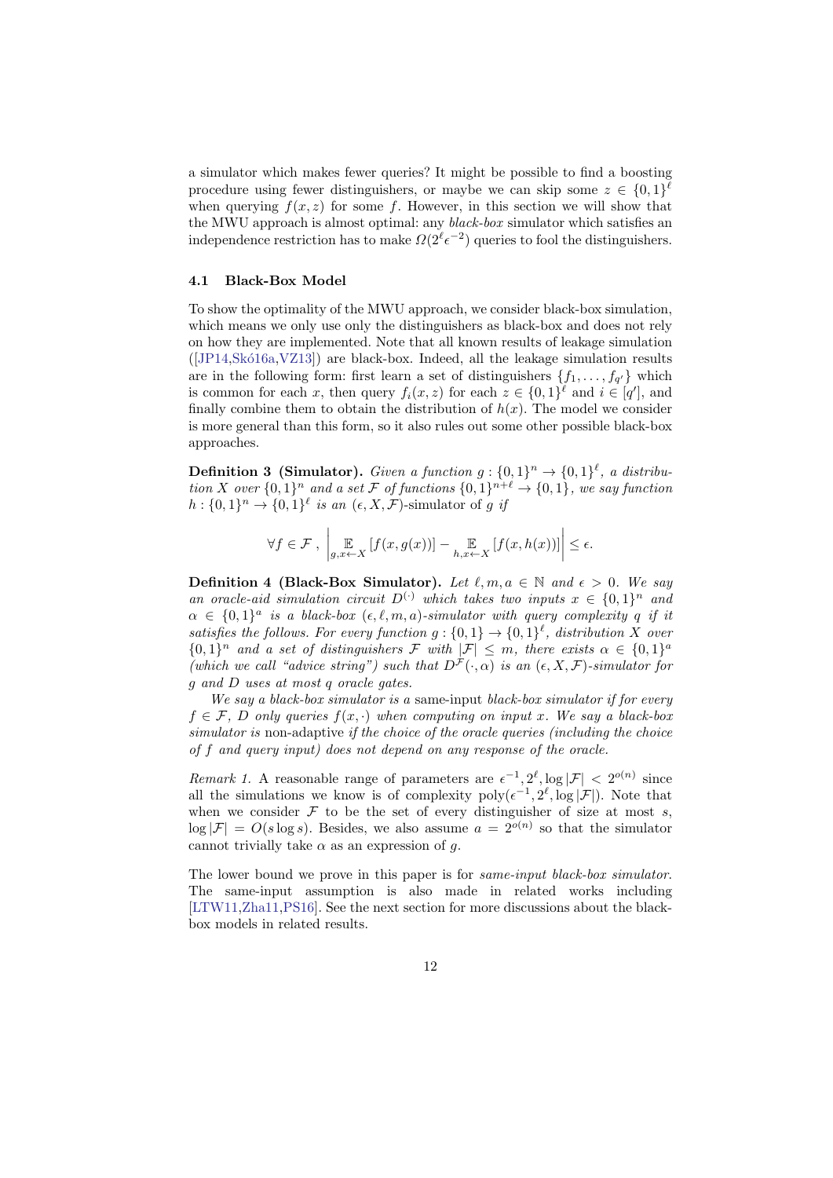a simulator which makes fewer queries? It might be possible to find a boosting procedure using fewer distinguishers, or maybe we can skip some $z \in \{0,1\}^\ell$ when querying $f(x,z)$ for some $f$. However, in this section we will show that the MWU approach is almost optimal: any *black-box* simulator which satisfies an independence restriction has to make $\Omega(2^\ell \epsilon^{-2})$ queries to fool the distinguishers.

### 4.1 Black-Box Model

To show the optimality of the MWU approach, we consider black-box simulation, which means we only use only the distinguishers as black-box and does not rely on how they are implemented. Note that all known results of leakage simulation ([JP14,Skó16a,VZ13]) are black-box. Indeed, all the leakage simulation results are in the following form: first learn a set of distinguishers $\{f_1, \ldots, f_{q'}\}$ which is common for each $x$, then query $f_i(x,z)$ for each $z \in \{0,1\}^\ell$ and $i \in [q']$, and finally combine them to obtain the distribution of $h(x)$. The model we consider is more general than this form, so it also rules out some other possible black-box approaches.

**Definition 3 (Simulator).** *Given a function $g : \{0,1\}^n \to \{0,1\}^\ell$, a distribution $X$ over $\{0,1\}^n$ and a set $\mathcal{F}$ of functions $\{0,1\}^{n+\ell} \to \{0,1\}$, we say function $h : \{0,1\}^n \to \{0,1\}^\ell$ is an $(\epsilon, X, \mathcal{F})$-simulator of $g$ if*

$$\forall f \in \mathcal{F}\ , \ \left| \mathop{\mathbb{E}}_{g, x \leftarrow X}[f(x, g(x))] - \mathop{\mathbb{E}}_{h, x \leftarrow X}[f(x, h(x))] \right| \leq \epsilon.$$

**Definition 4 (Black-Box Simulator).** *Let $\ell, m, a \in \mathbb{N}$ and $\epsilon > 0$. We say an oracle-aid simulation circuit $D^{(\cdot)}$ which takes two inputs $x \in \{0,1\}^n$ and $\alpha \in \{0,1\}^a$ is a black-box $(\epsilon, \ell, m, a)$-simulator with query complexity $q$ if it satisfies the follows. For every function $g : \{0,1\} \to \{0,1\}^\ell$, distribution $X$ over $\{0,1\}^n$ and a set of distinguishers $\mathcal{F}$ with $|\mathcal{F}| \leq m$, there exists $\alpha \in \{0,1\}^a$ (which we call "advice string") such that $D^{\mathcal{F}}(\cdot, \alpha)$ is an $(\epsilon, X, \mathcal{F})$-simulator for $g$ and $D$ uses at most $q$ oracle gates.*

*We say a black-box simulator is a* same-input *black-box simulator if for every $f \in \mathcal{F}$, $D$ only queries $f(x, \cdot)$ when computing on input $x$. We say a black-box simulator is* non-adaptive *if the choice of the oracle queries (including the choice of $f$ and query input) does not depend on any response of the oracle.*

*Remark 1.* A reasonable range of parameters are $\epsilon^{-1}, 2^\ell, \log |\mathcal{F}| < 2^{o(n)}$ since all the simulations we know is of complexity $\text{poly}(\epsilon^{-1}, 2^\ell, \log |\mathcal{F}|)$. Note that when we consider $\mathcal{F}$ to be the set of every distinguisher of size at most $s$, $\log |\mathcal{F}| = O(s \log s)$. Besides, we also assume $a = 2^{o(n)}$ so that the simulator cannot trivially take $\alpha$ as an expression of $g$.

The lower bound we prove in this paper is for *same-input black-box simulator*. The same-input assumption is also made in related works including [LTW11,Zha11,PS16]. See the next section for more discussions about the black-box models in related results.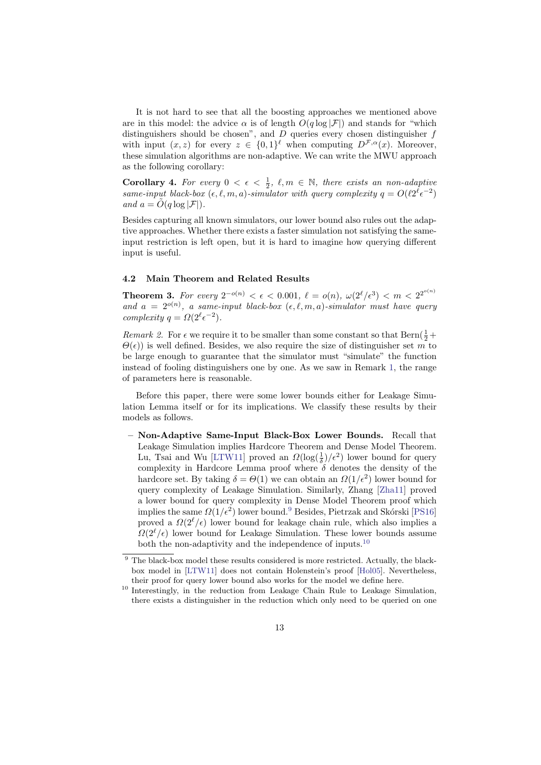It is not hard to see that all the boosting approaches we mentioned above are in this model: the advice $\alpha$ is of length $O(q \log |\mathcal{F}|)$ and stands for "which distinguishers should be chosen", and $D$ queries every chosen distinguisher $f$ with input $(x, z)$ for every $z \in \{0,1\}^\ell$ when computing $D^{\mathcal{F},\alpha}(x)$. Moreover, these simulation algorithms are non-adaptive. We can write the MWU approach as the following corollary:

**Corollary 4.** *For every $0 < \epsilon < \frac{1}{2}$, $\ell, m \in \mathbb{N}$, there exists an non-adaptive same-input black-box $(\epsilon, \ell, m, a)$-simulator with query complexity $q = O(\ell 2^\ell \epsilon^{-2})$ and $a = \tilde{O}(q \log |\mathcal{F}|)$.*

Besides capturing all known simulators, our lower bound also rules out the adaptive approaches. Whether there exists a faster simulation not satisfying the same-input restriction is left open, but it is hard to imagine how querying different input is useful.

### 4.2 Main Theorem and Related Results

**Theorem 3.** *For every $2^{-o(n)} < \epsilon < 0.001$, $\ell = o(n)$, $\omega(2^\ell/\epsilon^3) < m < 2^{2^{o(n)}}$ and $a = 2^{o(n)}$, a same-input black-box $(\epsilon, \ell, m, a)$-simulator must have query complexity $q = \Omega(2^\ell \epsilon^{-2})$.*

*Remark 2.* For $\epsilon$ we require it to be smaller than some constant so that $\mathrm{Bern}(\frac{1}{2} + \Theta(\epsilon))$ is well defined. Besides, we also require the size of distinguisher set $m$ to be large enough to guarantee that the simulator must "simulate" the function instead of fooling distinguishers one by one. As we saw in Remark 1, the range of parameters here is reasonable.

Before this paper, there were some lower bounds either for Leakage Simulation Lemma itself or for its implications. We classify these results by their models as follows.

- **Non-Adaptive Same-Input Black-Box Lower Bounds.** Recall that Leakage Simulation implies Hardcore Theorem and Dense Model Theorem. Lu, Tsai and Wu [LTW11] proved an $\Omega(\log(\frac{1}{\delta})/\epsilon^2)$ lower bound for query complexity in Hardcore Lemma proof where $\delta$ denotes the density of the hardcore set. By taking $\delta = \Theta(1)$ we can obtain an $\Omega(1/\epsilon^2)$ lower bound for query complexity of Leakage Simulation. Similarly, Zhang [Zha11] proved a lower bound for query complexity in Dense Model Theorem proof which implies the same $\Omega(1/\epsilon^2)$ lower bound.[9] Besides, Pietrzak and Skórski [PS16] proved a $\Omega(2^\ell/\epsilon)$ lower bound for leakage chain rule, which also implies a $\Omega(2^\ell/\epsilon)$ lower bound for Leakage Simulation. These lower bounds assume both the non-adaptivity and the independence of inputs.[10]

[9] The black-box model these results considered is more restricted. Actually, the black-box model in [LTW11] does not contain Holenstein's proof [Hol05]. Nevertheless, their proof for query lower bound also works for the model we define here.

[10] Interestingly, in the reduction from Leakage Chain Rule to Leakage Simulation, there exists a distinguisher in the reduction which only need to be queried on one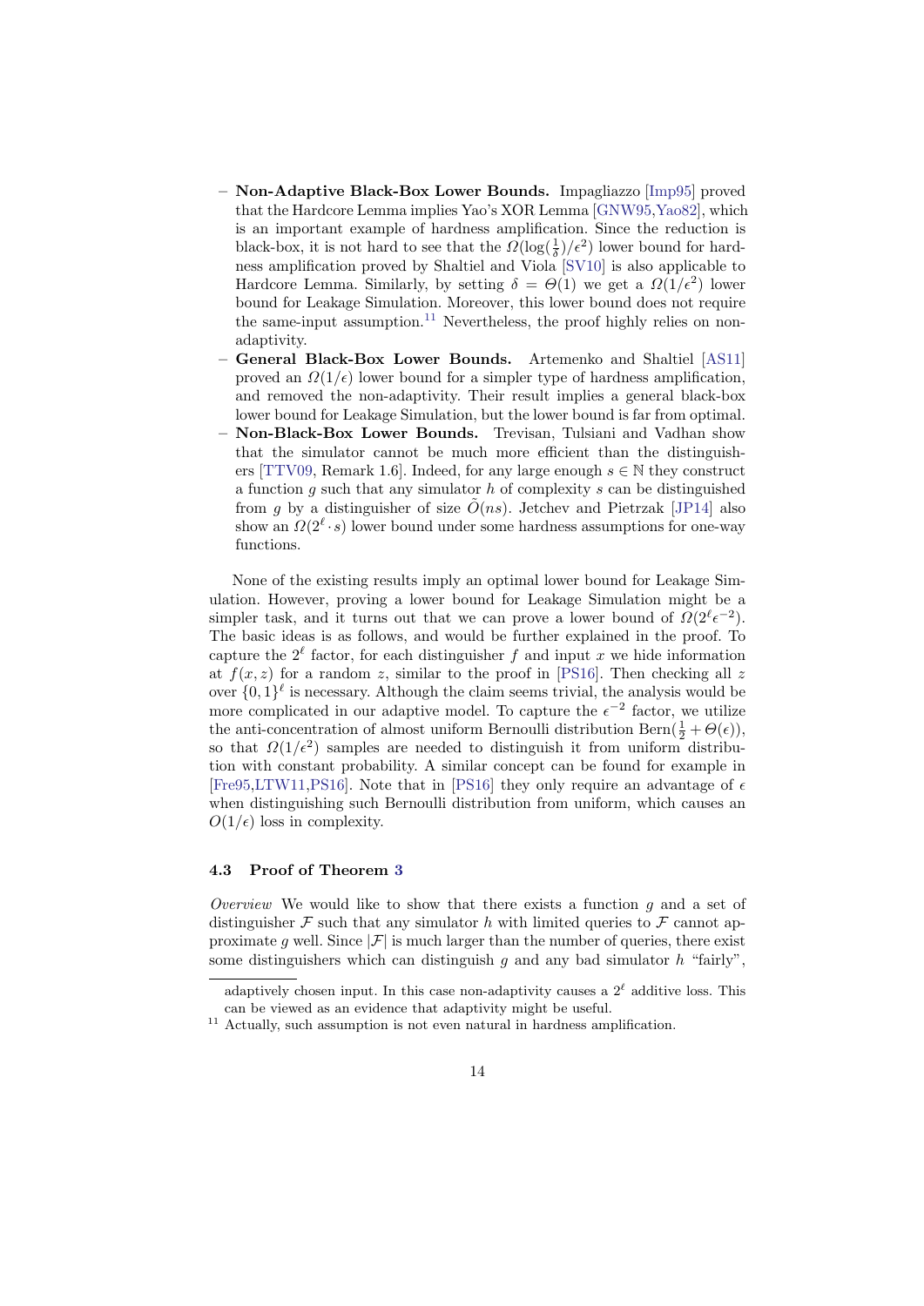- **Non-Adaptive Black-Box Lower Bounds.** Impagliazzo [Imp95] proved that the Hardcore Lemma implies Yao's XOR Lemma [GNW95,Yao82], which is an important example of hardness amplification. Since the reduction is black-box, it is not hard to see that the $\Omega(\log(\frac{1}{\delta})/\epsilon^2)$ lower bound for hardness amplification proved by Shaltiel and Viola [SV10] is also applicable to Hardcore Lemma. Similarly, by setting $\delta = \Theta(1)$ we get a $\Omega(1/\epsilon^2)$ lower bound for Leakage Simulation. Moreover, this lower bound does not require the same-input assumption.[11] Nevertheless, the proof highly relies on non-adaptivity.
- **General Black-Box Lower Bounds.** Artemenko and Shaltiel [AS11] proved an $\Omega(1/\epsilon)$ lower bound for a simpler type of hardness amplification, and removed the non-adaptivity. Their result implies a general black-box lower bound for Leakage Simulation, but the lower bound is far from optimal.
- **Non-Black-Box Lower Bounds.** Trevisan, Tulsiani and Vadhan show that the simulator cannot be much more efficient than the distinguishers [TTV09, Remark 1.6]. Indeed, for any large enough $s \in \mathbb{N}$ they construct a function $g$ such that any simulator $h$ of complexity $s$ can be distinguished from $g$ by a distinguisher of size $\tilde{O}(ns)$. Jetchev and Pietrzak [JP14] also show an $\Omega(2^\ell \cdot s)$ lower bound under some hardness assumptions for one-way functions.

None of the existing results imply an optimal lower bound for Leakage Simulation. However, proving a lower bound for Leakage Simulation might be a simpler task, and it turns out that we can prove a lower bound of $\Omega(2^\ell \epsilon^{-2})$. The basic ideas is as follows, and would be further explained in the proof. To capture the $2^\ell$ factor, for each distinguisher $f$ and input $x$ we hide information at $f(x, z)$ for a random $z$, similar to the proof in [PS16]. Then checking all $z$ over $\{0,1\}^\ell$ is necessary. Although the claim seems trivial, the analysis would be more complicated in our adaptive model. To capture the $\epsilon^{-2}$ factor, we utilize the anti-concentration of almost uniform Bernoulli distribution $\text{Bern}(\frac{1}{2} + \Theta(\epsilon))$, so that $\Omega(1/\epsilon^2)$ samples are needed to distinguish it from uniform distribution with constant probability. A similar concept can be found for example in [Fre95,LTW11,PS16]. Note that in [PS16] they only require an advantage of $\epsilon$ when distinguishing such Bernoulli distribution from uniform, which causes an $O(1/\epsilon)$ loss in complexity.

### 4.3 Proof of Theorem 3

*Overview* We would like to show that there exists a function $g$ and a set of distinguisher $\mathcal{F}$ such that any simulator $h$ with limited queries to $\mathcal{F}$ cannot approximate $g$ well. Since $|\mathcal{F}|$ is much larger than the number of queries, there exist some distinguishers which can distinguish $g$ and any bad simulator $h$ "fairly",

adaptively chosen input. In this case non-adaptivity causes a $2^\ell$ additive loss. This can be viewed as an evidence that adaptivity might be useful.

[11] Actually, such assumption is not even natural in hardness amplification.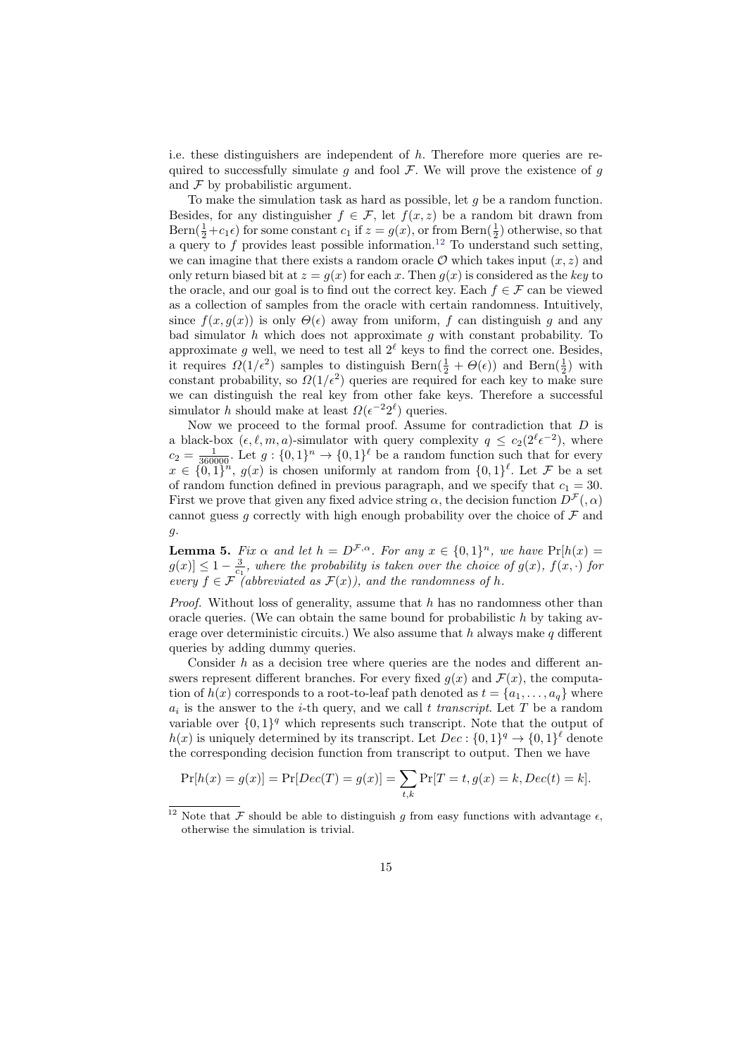i.e. these distinguishers are independent of $h$. Therefore more queries are required to successfully simulate $g$ and fool $\mathcal{F}$. We will prove the existence of $g$ and $\mathcal{F}$ by probabilistic argument.

To make the simulation task as hard as possible, let $g$ be a random function. Besides, for any distinguisher $f \in \mathcal{F}$, let $f(x, z)$ be a random bit drawn from $\text{Bern}(\frac{1}{2} + c_1\epsilon)$ for some constant $c_1$ if $z = g(x)$, or from $\text{Bern}(\frac{1}{2})$ otherwise, so that a query to $f$ provides least possible information.[12] To understand such setting, we can imagine that there exists a random oracle $\mathcal{O}$ which takes input $(x, z)$ and only return biased bit at $z = g(x)$ for each $x$. Then $g(x)$ is considered as the *key* to the oracle, and our goal is to find out the correct key. Each $f \in \mathcal{F}$ can be viewed as a collection of samples from the oracle with certain randomness. Intuitively, since $f(x, g(x))$ is only $\Theta(\epsilon)$ away from uniform, $f$ can distinguish $g$ and any bad simulator $h$ which does not approximate $g$ with constant probability. To approximate $g$ well, we need to test all $2^\ell$ keys to find the correct one. Besides, it requires $\Omega(1/\epsilon^2)$ samples to distinguish $\text{Bern}(\frac{1}{2} + \Theta(\epsilon))$ and $\text{Bern}(\frac{1}{2})$ with constant probability, so $\Omega(1/\epsilon^2)$ queries are required for each key to make sure we can distinguish the real key from other fake keys. Therefore a successful simulator $h$ should make at least $\Omega(\epsilon^{-2}2^\ell)$ queries.

Now we proceed to the formal proof. Assume for contradiction that $D$ is a black-box $(\epsilon, \ell, m, a)$-simulator with query complexity $q \leq c_2(2^\ell\epsilon^{-2})$, where $c_2 = \frac{1}{360000}$. Let $g : \{0,1\}^n \to \{0,1\}^\ell$ be a random function such that for every $x \in \{0,1\}^n$, $g(x)$ is chosen uniformly at random from $\{0,1\}^\ell$. Let $\mathcal{F}$ be a set of random function defined in previous paragraph, and we specify that $c_1 = 30$. First we prove that given any fixed advice string $\alpha$, the decision function $D^{\mathcal{F}}(, \alpha)$ cannot guess $g$ correctly with high enough probability over the choice of $\mathcal{F}$ and $g$.

**Lemma 5.** *Fix $\alpha$ and let $h = D^{\mathcal{F},\alpha}$. For any $x \in \{0,1\}^n$, we have $\Pr[h(x) = g(x)] \leq 1 - \frac{3}{c_1}$, where the probability is taken over the choice of $g(x)$, $f(x, \cdot)$ for every $f \in \mathcal{F}$ (abbreviated as $\mathcal{F}(x)$), and the randomness of $h$.*

*Proof.* Without loss of generality, assume that $h$ has no randomness other than oracle queries. (We can obtain the same bound for probabilistic $h$ by taking average over deterministic circuits.) We also assume that $h$ always make $q$ different queries by adding dummy queries.

Consider $h$ as a decision tree where queries are the nodes and different answers represent different branches. For every fixed $g(x)$ and $\mathcal{F}(x)$, the computation of $h(x)$ corresponds to a root-to-leaf path denoted as $t = \{a_1, \ldots, a_q\}$ where $a_i$ is the answer to the $i$-th query, and we call $t$ *transcript*. Let $T$ be a random variable over $\{0,1\}^q$ which represents such transcript. Note that the output of $h(x)$ is uniquely determined by its transcript. Let $Dec : \{0,1\}^q \to \{0,1\}^\ell$ denote the corresponding decision function from transcript to output. Then we have

$$\Pr[h(x) = g(x)] = \Pr[Dec(T) = g(x)] = \sum_{t,k} \Pr[T = t, g(x) = k, Dec(t) = k].$$

[12] Note that $\mathcal{F}$ should be able to distinguish $g$ from easy functions with advantage $\epsilon$, otherwise the simulation is trivial.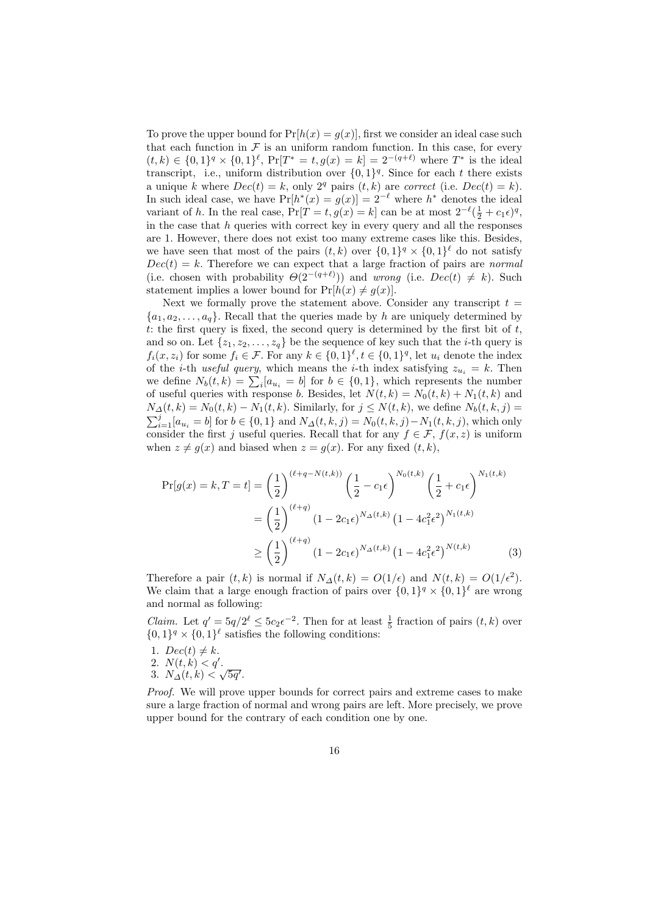To prove the upper bound for $\Pr[h(x) = g(x)]$, first we consider an ideal case such that each function in $\mathcal{F}$ is an uniform random function. In this case, for every $(t, k) \in \{0,1\}^q \times \{0,1\}^\ell$, $\Pr[T^* = t, g(x) = k] = 2^{-(q+\ell)}$ where $T^*$ is the ideal transcript, i.e., uniform distribution over $\{0,1\}^q$. Since for each $t$ there exists a unique $k$ where $Dec(t) = k$, only $2^q$ pairs $(t, k)$ are *correct* (i.e. $Dec(t) = k$). In such ideal case, we have $\Pr[h^*(x) = g(x)] = 2^{-\ell}$ where $h^*$ denotes the ideal variant of $h$. In the real case, $\Pr[T = t, g(x) = k]$ can be at most $2^{-\ell}(\frac{1}{2} + c_1\epsilon)^q$, in the case that $h$ queries with correct key in every query and all the responses are 1. However, there does not exist too many extreme cases like this. Besides, we have seen that most of the pairs $(t, k)$ over $\{0,1\}^q \times \{0,1\}^\ell$ do not satisfy $Dec(t) = k$. Therefore we can expect that a large fraction of pairs are *normal* (i.e. chosen with probability $\Theta(2^{-(q+\ell)})$) and *wrong* (i.e. $Dec(t) \neq k$). Such statement implies a lower bound for $\Pr[h(x) \neq g(x)]$.

Next we formally prove the statement above. Consider any transcript $t = \{a_1, a_2, \ldots, a_q\}$. Recall that the queries made by $h$ are uniquely determined by $t$: the first query is fixed, the second query is determined by the first bit of $t$, and so on. Let $\{z_1, z_2, \ldots, z_q\}$ be the sequence of key such that the $i$-th query is $f_i(x, z_i)$ for some $f_i \in \mathcal{F}$. For any $k \in \{0,1\}^\ell, t \in \{0,1\}^q$, let $u_i$ denote the index of the $i$-th *useful query*, which means the $i$-th index satisfying $z_{u_i} = k$. Then we define $N_b(t, k) = \sum_i [a_{u_i} = b]$ for $b \in \{0,1\}$, which represents the number of useful queries with response $b$. Besides, let $N(t, k) = N_0(t, k) + N_1(t, k)$ and $N_\Delta(t, k) = N_0(t, k) - N_1(t, k)$. Similarly, for $j \leq N(t, k)$, we define $N_b(t, k, j) = \sum_{i=1}^{j} [a_{u_i} = b]$ for $b \in \{0,1\}$ and $N_\Delta(t, k, j) = N_0(t, k, j) - N_1(t, k, j)$, which only consider the first $j$ useful queries. Recall that for any $f \in \mathcal{F}$, $f(x, z)$ is uniform when $z \neq g(x)$ and biased when $z = g(x)$. For any fixed $(t, k)$,

$$
\begin{aligned}
\Pr[g(x) = k, T = t] &= \left(\frac{1}{2}\right)^{(\ell+q-N(t,k))} \left(\frac{1}{2} - c_1\epsilon\right)^{N_0(t,k)} \left(\frac{1}{2} + c_1\epsilon\right)^{N_1(t,k)} \\
&= \left(\frac{1}{2}\right)^{(\ell+q)} (1 - 2c_1\epsilon)^{N_\Delta(t,k)} \left(1 - 4c_1^2\epsilon^2\right)^{N_1(t,k)} \\
&\geq \left(\frac{1}{2}\right)^{(\ell+q)} (1 - 2c_1\epsilon)^{N_\Delta(t,k)} \left(1 - 4c_1^2\epsilon^2\right)^{N(t,k)} \qquad (3)
\end{aligned}
$$

Therefore a pair $(t, k)$ is normal if $N_\Delta(t, k) = O(1/\epsilon)$ and $N(t, k) = O(1/\epsilon^2)$. We claim that a large enough fraction of pairs over $\{0,1\}^q \times \{0,1\}^\ell$ are wrong and normal as following:

*Claim.* Let $q' = 5q/2^\ell \leq 5c_2\epsilon^{-2}$. Then for at least $\frac{1}{5}$ fraction of pairs $(t, k)$ over $\{0,1\}^q \times \{0,1\}^\ell$ satisfies the following conditions:

1. $Dec(t) \neq k$.
2. $N(t, k) < q'$.
3. $N_\Delta(t, k) < \sqrt{5q'}$.

*Proof.* We will prove upper bounds for correct pairs and extreme cases to make sure a large fraction of normal and wrong pairs are left. More precisely, we prove upper bound for the contrary of each condition one by one.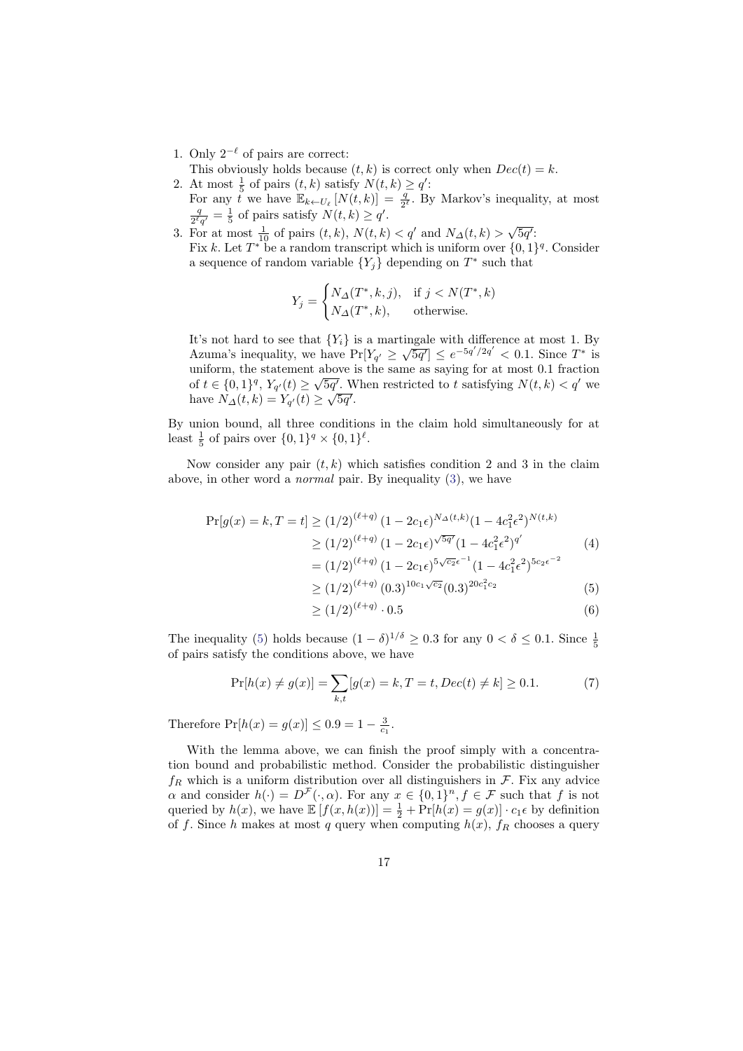1. Only $2^{-\ell}$ of pairs are correct:
   This obviously holds because $(t,k)$ is correct only when $Dec(t) = k$.
2. At most $\frac{1}{5}$ of pairs $(t,k)$ satisfy $N(t,k) \geq q'$:
   For any $t$ we have $\mathbb{E}_{k \leftarrow U_\ell}[N(t,k)] = \frac{q}{2^\ell}$. By Markov's inequality, at most $\frac{q}{2^\ell q'} = \frac{1}{5}$ of pairs satisfy $N(t,k) \geq q'$.
3. For at most $\frac{1}{10}$ of pairs $(t,k)$, $N(t,k) < q'$ and $N_\Delta(t,k) > \sqrt{5q'}$:
   Fix $k$. Let $T^*$ be a random transcript which is uniform over $\{0,1\}^q$. Consider a sequence of random variable $\{Y_j\}$ depending on $T^*$ such that

$$Y_j = \begin{cases} N_\Delta(T^*, k, j), & \text{if } j < N(T^*, k) \\ N_\Delta(T^*, k), & \text{otherwise.} \end{cases}$$

   It's not hard to see that $\{Y_i\}$ is a martingale with difference at most 1. By Azuma's inequality, we have $\Pr[Y_{q'} \geq \sqrt{5q'}] \leq e^{-5q'/2q'} < 0.1$. Since $T^*$ is uniform, the statement above is the same as saying for at most 0.1 fraction of $t \in \{0,1\}^q$, $Y_{q'}(t) \geq \sqrt{5q'}$. When restricted to $t$ satisfying $N(t,k) < q'$ we have $N_\Delta(t,k) = Y_{q'}(t) \geq \sqrt{5q'}$.

By union bound, all three conditions in the claim hold simultaneously for at least $\frac{1}{5}$ of pairs over $\{0,1\}^q \times \{0,1\}^\ell$.

Now consider any pair $(t,k)$ which satisfies condition 2 and 3 in the claim above, in other word a *normal* pair. By inequality (3), we have

$$\begin{aligned}
\Pr[g(x) = k, T = t] &\geq (1/2)^{(\ell+q)} (1 - 2c_1\epsilon)^{N_\Delta(t,k)} (1 - 4c_1^2\epsilon^2)^{N(t,k)} \\
&\geq (1/2)^{(\ell+q)} (1 - 2c_1\epsilon)^{\sqrt{5q'}} (1 - 4c_1^2\epsilon^2)^{q'} \qquad (4) \\
&= (1/2)^{(\ell+q)} (1 - 2c_1\epsilon)^{5\sqrt{c_2}\epsilon^{-1}} (1 - 4c_1^2\epsilon^2)^{5c_2\epsilon^{-2}} \\
&\geq (1/2)^{(\ell+q)} (0.3)^{10c_1\sqrt{c_2}} (0.3)^{20c_1^2 c_2} \qquad (5) \\
&\geq (1/2)^{(\ell+q)} \cdot 0.5 \qquad (6)
\end{aligned}$$

The inequality (5) holds because $(1-\delta)^{1/\delta} \geq 0.3$ for any $0 < \delta \leq 0.1$. Since $\frac{1}{5}$ of pairs satisfy the conditions above, we have

$$\Pr[h(x) \neq g(x)] = \sum_{k,t} [g(x) = k, T = t, Dec(t) \neq k] \geq 0.1. \qquad (7)$$

Therefore $\Pr[h(x) = g(x)] \leq 0.9 = 1 - \frac{3}{c_1}$.

With the lemma above, we can finish the proof simply with a concentration bound and probabilistic method. Consider the probabilistic distinguisher $f_R$ which is a uniform distribution over all distinguishers in $\mathcal{F}$. Fix any advice $\alpha$ and consider $h(\cdot) = D^{\mathcal{F}}(\cdot, \alpha)$. For any $x \in \{0,1\}^n, f \in \mathcal{F}$ such that $f$ is not queried by $h(x)$, we have $\mathbb{E}[f(x, h(x))] = \frac{1}{2} + \Pr[h(x) = g(x)] \cdot c_1\epsilon$ by definition of $f$. Since $h$ makes at most $q$ query when computing $h(x)$, $f_R$ chooses a query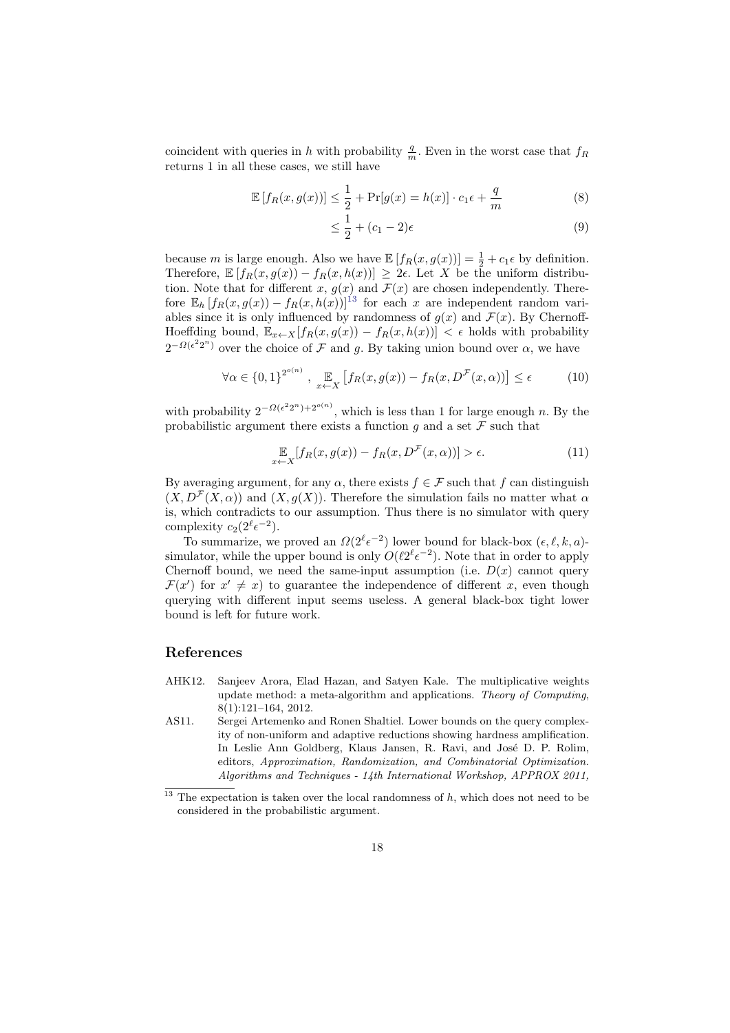coincident with queries in $h$ with probability $\frac{q}{m}$. Even in the worst case that $f_R$ returns 1 in all these cases, we still have

$$\mathbb{E}\left[f_R(x, g(x))\right] \leq \frac{1}{2} + \Pr[g(x) = h(x)] \cdot c_1 \epsilon + \frac{q}{m} \tag{8}$$

$$\leq \frac{1}{2} + (c_1 - 2)\epsilon \tag{9}$$

because $m$ is large enough. Also we have $\mathbb{E}\left[f_R(x, g(x))\right] = \frac{1}{2} + c_1 \epsilon$ by definition. Therefore, $\mathbb{E}\left[f_R(x, g(x)) - f_R(x, h(x))\right] \geq 2\epsilon$. Let $X$ be the uniform distribution. Note that for different $x$, $g(x)$ and $\mathcal{F}(x)$ are chosen independently. Therefore $\mathbb{E}_h\left[f_R(x, g(x)) - f_R(x, h(x))\right]$[13] for each $x$ are independent random variables since it is only influenced by randomness of $g(x)$ and $\mathcal{F}(x)$. By Chernoff-Hoeffding bound, $\mathbb{E}_{x \leftarrow X}[f_R(x, g(x)) - f_R(x, h(x))] < \epsilon$ holds with probability $2^{-\Omega(\epsilon^2 2^n)}$ over the choice of $\mathcal{F}$ and $g$. By taking union bound over $\alpha$, we have

$$\forall \alpha \in \{0,1\}^{2^{o(n)}}, \ \mathop{\mathbb{E}}_{x \leftarrow X}\left[f_R(x, g(x)) - f_R(x, D^{\mathcal{F}}(x, \alpha))\right] \leq \epsilon \tag{10}$$

with probability $2^{-\Omega(\epsilon^2 2^n) + 2^{o(n)}}$, which is less than 1 for large enough $n$. By the probabilistic argument there exists a function $g$ and a set $\mathcal{F}$ such that

$$\mathop{\mathbb{E}}_{x \leftarrow X}[f_R(x, g(x)) - f_R(x, D^{\mathcal{F}}(x, \alpha))] > \epsilon. \tag{11}$$

By averaging argument, for any $\alpha$, there exists $f \in \mathcal{F}$ such that $f$ can distinguish $(X, D^{\mathcal{F}}(X, \alpha))$ and $(X, g(X))$. Therefore the simulation fails no matter what $\alpha$ is, which contradicts to our assumption. Thus there is no simulator with query complexity $c_2(2^\ell \epsilon^{-2})$.

To summarize, we proved an $\Omega(2^\ell \epsilon^{-2})$ lower bound for black-box $(\epsilon, \ell, k, a)$-simulator, while the upper bound is only $O(\ell 2^\ell \epsilon^{-2})$. Note that in order to apply Chernoff bound, we need the same-input assumption (i.e. $D(x)$ cannot query $\mathcal{F}(x')$ for $x' \neq x$) to guarantee the independence of different $x$, even though querying with different input seems useless. A general black-box tight lower bound is left for future work.

## References

AHK12. Sanjeev Arora, Elad Hazan, and Satyen Kale. The multiplicative weights update method: a meta-algorithm and applications. *Theory of Computing*, 8(1):121–164, 2012.

AS11. Sergei Artemenko and Ronen Shaltiel. Lower bounds on the query complexity of non-uniform and adaptive reductions showing hardness amplification. In Leslie Ann Goldberg, Klaus Jansen, R. Ravi, and José D. P. Rolim, editors, *Approximation, Randomization, and Combinatorial Optimization. Algorithms and Techniques - 14th International Workshop, APPROX 2011,*

[13] The expectation is taken over the local randomness of $h$, which does not need to be considered in the probabilistic argument.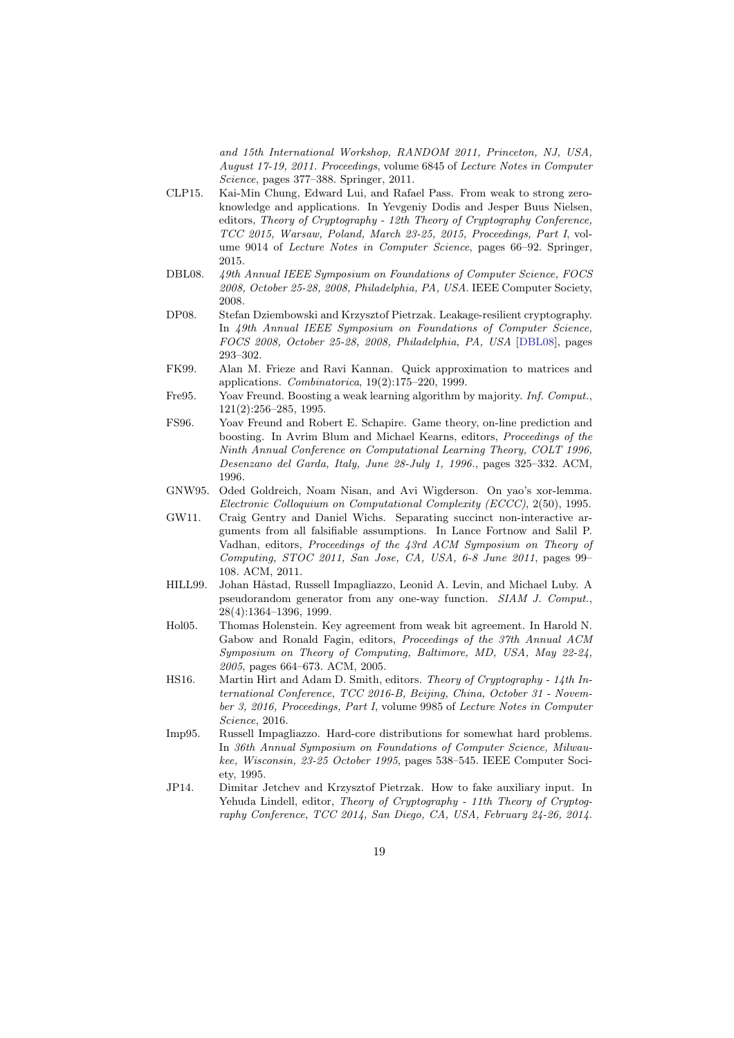and 15th International Workshop, RANDOM 2011, Princeton, NJ, USA, August 17-19, 2011. Proceedings*, volume 6845 of *Lecture Notes in Computer Science*, pages 377–388. Springer, 2011.

CLP15. Kai-Min Chung, Edward Lui, and Rafael Pass. From weak to strong zero-knowledge and applications. In Yevgeniy Dodis and Jesper Buus Nielsen, editors, *Theory of Cryptography - 12th Theory of Cryptography Conference, TCC 2015, Warsaw, Poland, March 23-25, 2015, Proceedings, Part I*, volume 9014 of *Lecture Notes in Computer Science*, pages 66–92. Springer, 2015.

DBL08. *49th Annual IEEE Symposium on Foundations of Computer Science, FOCS 2008, October 25-28, 2008, Philadelphia, PA, USA*. IEEE Computer Society, 2008.

DP08. Stefan Dziembowski and Krzysztof Pietrzak. Leakage-resilient cryptography. In *49th Annual IEEE Symposium on Foundations of Computer Science, FOCS 2008, October 25-28, 2008, Philadelphia, PA, USA* [DBL08], pages 293–302.

FK99. Alan M. Frieze and Ravi Kannan. Quick approximation to matrices and applications. *Combinatorica*, 19(2):175–220, 1999.

Fre95. Yoav Freund. Boosting a weak learning algorithm by majority. *Inf. Comput.*, 121(2):256–285, 1995.

FS96. Yoav Freund and Robert E. Schapire. Game theory, on-line prediction and boosting. In Avrim Blum and Michael Kearns, editors, *Proceedings of the Ninth Annual Conference on Computational Learning Theory, COLT 1996, Desenzano del Garda, Italy, June 28-July 1, 1996.*, pages 325–332. ACM, 1996.

GNW95. Oded Goldreich, Noam Nisan, and Avi Wigderson. On yao's xor-lemma. *Electronic Colloquium on Computational Complexity (ECCC)*, 2(50), 1995.

GW11. Craig Gentry and Daniel Wichs. Separating succinct non-interactive arguments from all falsifiable assumptions. In Lance Fortnow and Salil P. Vadhan, editors, *Proceedings of the 43rd ACM Symposium on Theory of Computing, STOC 2011, San Jose, CA, USA, 6-8 June 2011*, pages 99–108. ACM, 2011.

HILL99. Johan Håstad, Russell Impagliazzo, Leonid A. Levin, and Michael Luby. A pseudorandom generator from any one-way function. *SIAM J. Comput.*, 28(4):1364–1396, 1999.

Hol05. Thomas Holenstein. Key agreement from weak bit agreement. In Harold N. Gabow and Ronald Fagin, editors, *Proceedings of the 37th Annual ACM Symposium on Theory of Computing, Baltimore, MD, USA, May 22-24, 2005*, pages 664–673. ACM, 2005.

HS16. Martin Hirt and Adam D. Smith, editors. *Theory of Cryptography - 14th International Conference, TCC 2016-B, Beijing, China, October 31 - November 3, 2016, Proceedings, Part I*, volume 9985 of *Lecture Notes in Computer Science*, 2016.

Imp95. Russell Impagliazzo. Hard-core distributions for somewhat hard problems. In *36th Annual Symposium on Foundations of Computer Science, Milwaukee, Wisconsin, 23-25 October 1995*, pages 538–545. IEEE Computer Society, 1995.

JP14. Dimitar Jetchev and Krzysztof Pietrzak. How to fake auxiliary input. In Yehuda Lindell, editor, *Theory of Cryptography - 11th Theory of Cryptography Conference, TCC 2014, San Diego, CA, USA, February 24-26, 2014.*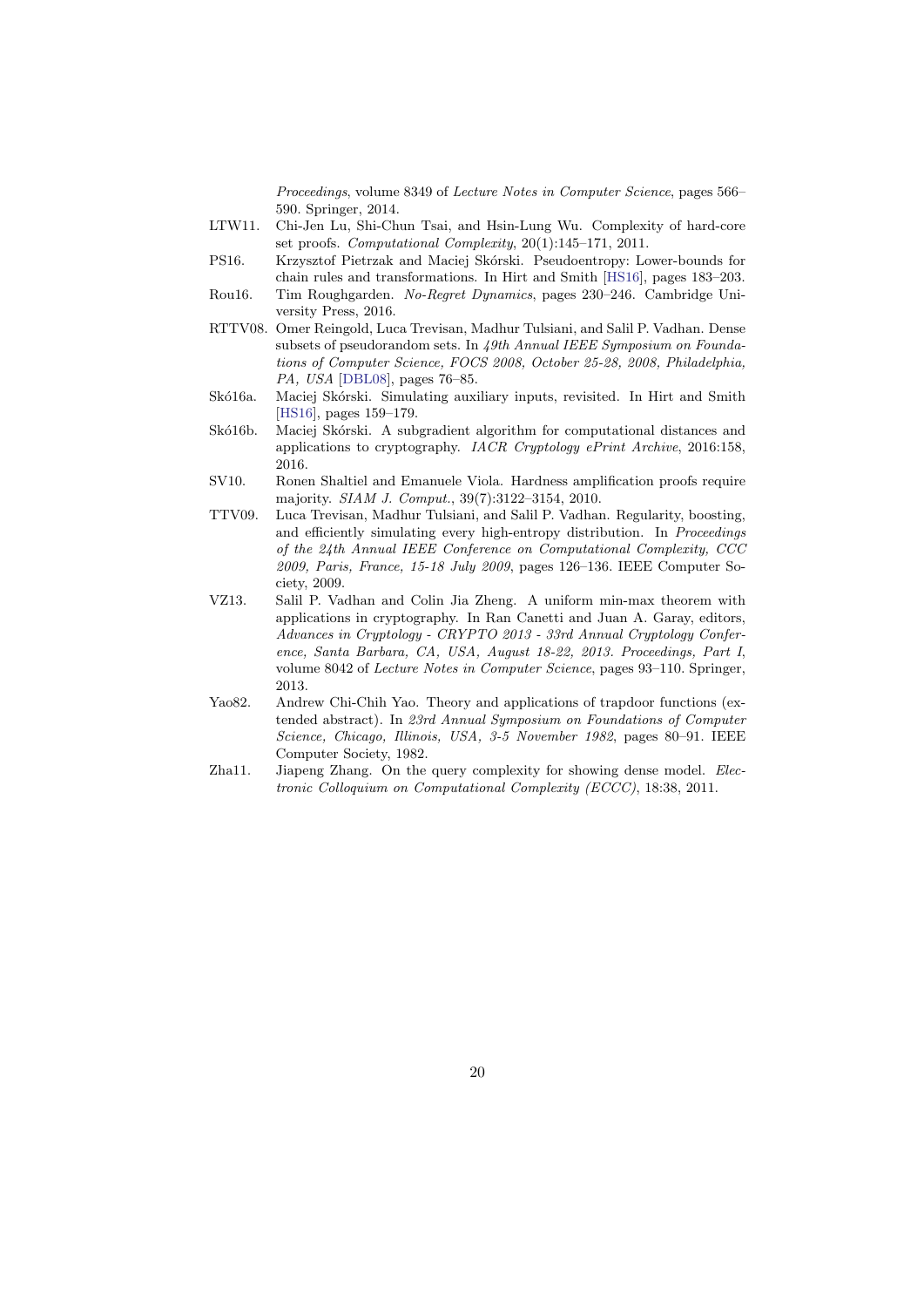*Proceedings*, volume 8349 of *Lecture Notes in Computer Science*, pages 566–590. Springer, 2014.

LTW11. Chi-Jen Lu, Shi-Chun Tsai, and Hsin-Lung Wu. Complexity of hard-core set proofs. *Computational Complexity*, 20(1):145–171, 2011.

PS16. Krzysztof Pietrzak and Maciej Skórski. Pseudoentropy: Lower-bounds for chain rules and transformations. In Hirt and Smith [HS16], pages 183–203.

Rou16. Tim Roughgarden. *No-Regret Dynamics*, pages 230–246. Cambridge University Press, 2016.

RTTV08. Omer Reingold, Luca Trevisan, Madhur Tulsiani, and Salil P. Vadhan. Dense subsets of pseudorandom sets. In *49th Annual IEEE Symposium on Foundations of Computer Science, FOCS 2008, October 25-28, 2008, Philadelphia, PA, USA* [DBL08], pages 76–85.

Skó16a. Maciej Skórski. Simulating auxiliary inputs, revisited. In Hirt and Smith [HS16], pages 159–179.

Skó16b. Maciej Skórski. A subgradient algorithm for computational distances and applications to cryptography. *IACR Cryptology ePrint Archive*, 2016:158, 2016.

SV10. Ronen Shaltiel and Emanuele Viola. Hardness amplification proofs require majority. *SIAM J. Comput.*, 39(7):3122–3154, 2010.

TTV09. Luca Trevisan, Madhur Tulsiani, and Salil P. Vadhan. Regularity, boosting, and efficiently simulating every high-entropy distribution. In *Proceedings of the 24th Annual IEEE Conference on Computational Complexity, CCC 2009, Paris, France, 15-18 July 2009*, pages 126–136. IEEE Computer Society, 2009.

VZ13. Salil P. Vadhan and Colin Jia Zheng. A uniform min-max theorem with applications in cryptography. In Ran Canetti and Juan A. Garay, editors, *Advances in Cryptology - CRYPTO 2013 - 33rd Annual Cryptology Conference, Santa Barbara, CA, USA, August 18-22, 2013. Proceedings, Part I*, volume 8042 of *Lecture Notes in Computer Science*, pages 93–110. Springer, 2013.

Yao82. Andrew Chi-Chih Yao. Theory and applications of trapdoor functions (extended abstract). In *23rd Annual Symposium on Foundations of Computer Science, Chicago, Illinois, USA, 3-5 November 1982*, pages 80–91. IEEE Computer Society, 1982.

Zha11. Jiapeng Zhang. On the query complexity for showing dense model. *Electronic Colloquium on Computational Complexity (ECCC)*, 18:38, 2011.